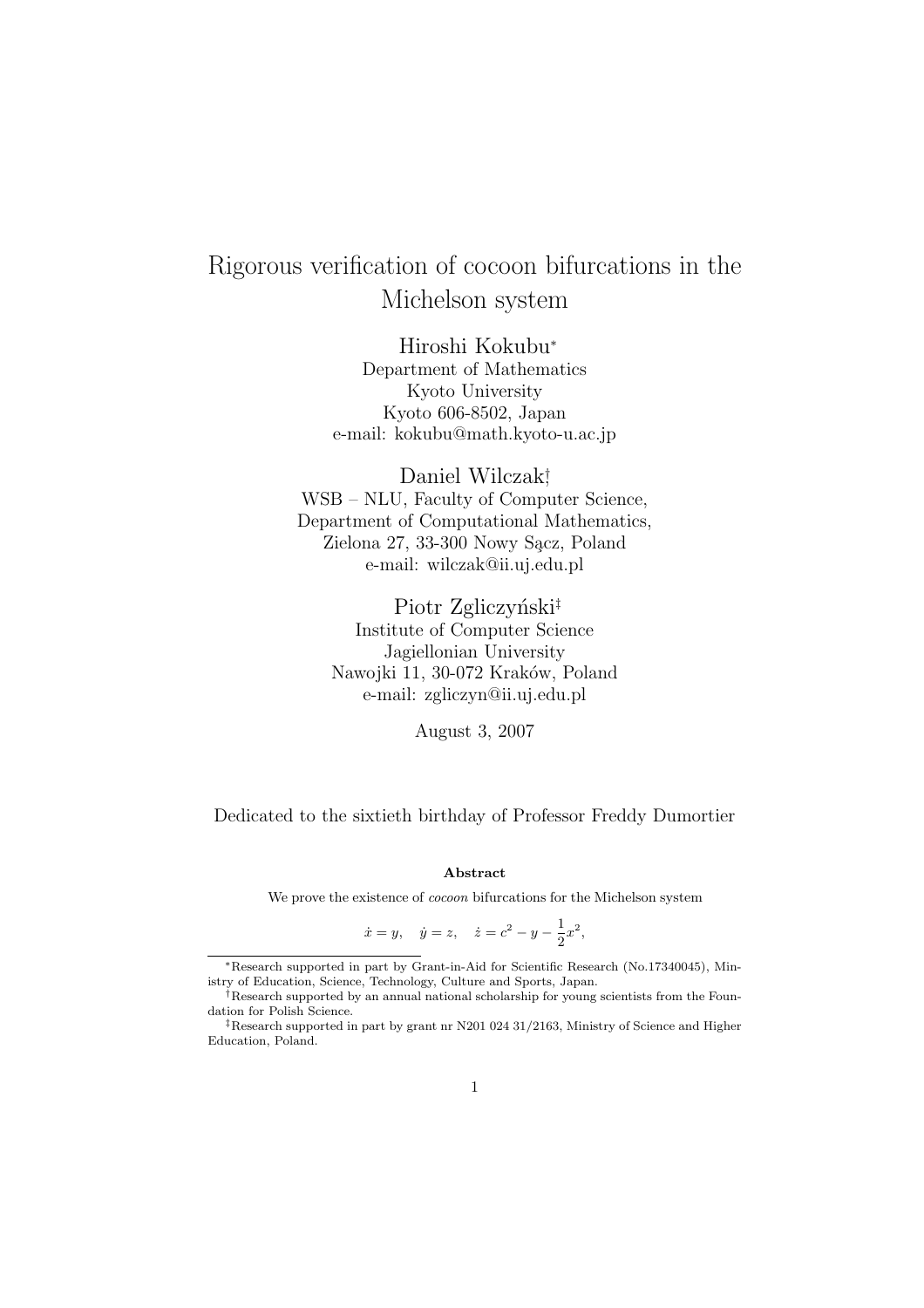# Rigorous verification of cocoon bifurcations in the Michelson system

Hiroshi Kokubu*
Department of Mathematics
Kyoto University
Kyoto 606-8502, Japan
e-mail: kokubu@math.kyoto-u.ac.jp

Daniel Wilczak†
WSB – NLU, Faculty of Computer Science,
Department of Computational Mathematics,
Zielona 27, 33-300 Nowy Sącz, Poland
e-mail: wilczak@ii.uj.edu.pl

Piotr Zgliczyński‡
Institute of Computer Science
Jagiellonian University
Nawojki 11, 30-072 Kraków, Poland
e-mail: zgliczyn@ii.uj.edu.pl

August 3, 2007

Dedicated to the sixtieth birthday of Professor Freddy Dumortier

**Abstract**

We prove the existence of *cocoon* bifurcations for the Michelson system

$$\dot{x} = y, \quad \dot{y} = z, \quad \dot{z} = c^2 - y - \frac{1}{2}x^2,$$

---

*Research supported in part by Grant-in-Aid for Scientific Research (No.17340045), Ministry of Education, Science, Technology, Culture and Sports, Japan.

†Research supported by an annual national scholarship for young scientists from the Foundation for Polish Science.

‡Research supported in part by grant nr N201 024 31/2163, Ministry of Science and Higher Education, Poland.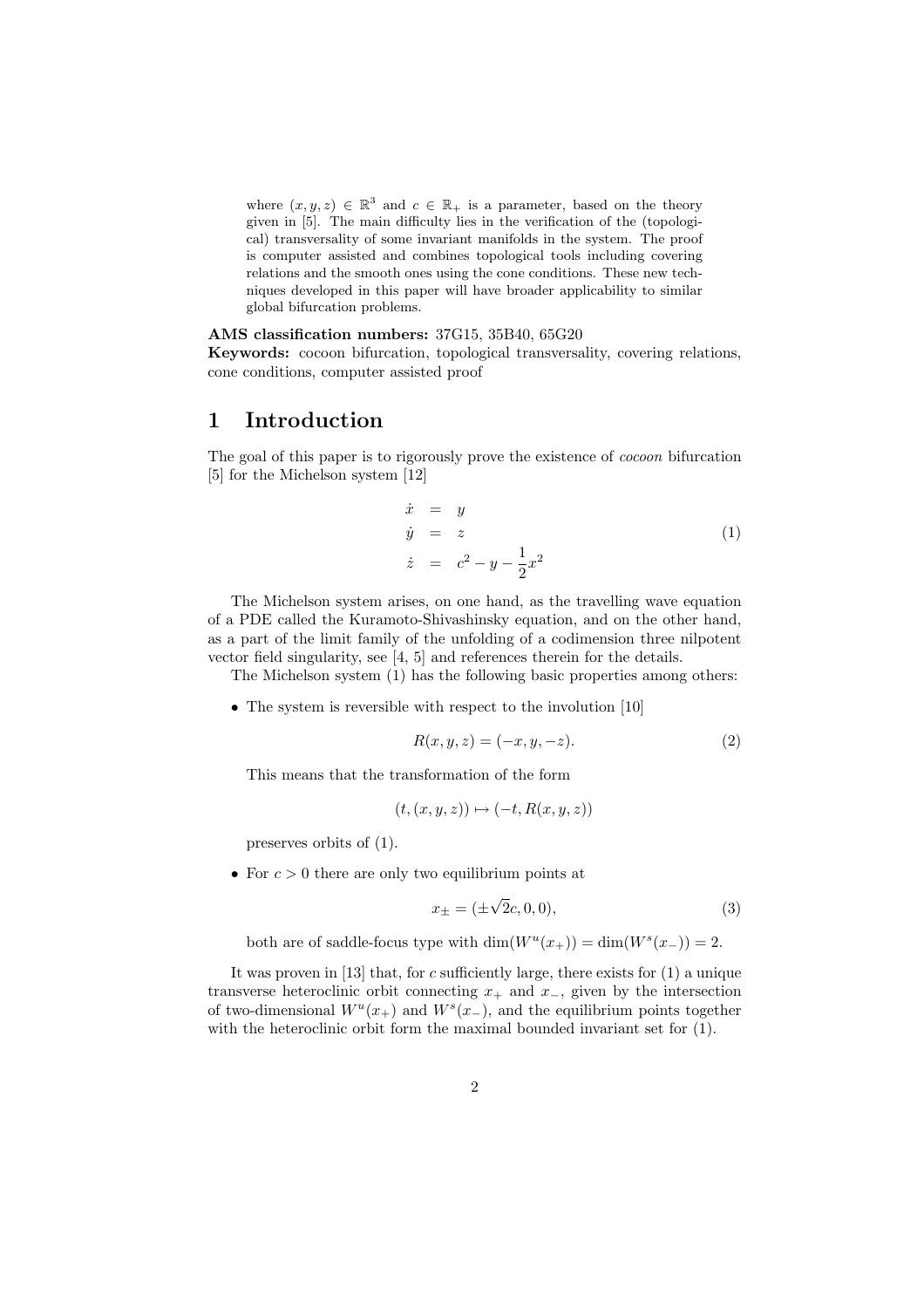where $(x, y, z) \in \mathbb{R}^3$ and $c \in \mathbb{R}_+$ is a parameter, based on the theory given in [5]. The main difficulty lies in the verification of the (topological) transversality of some invariant manifolds in the system. The proof is computer assisted and combines topological tools including covering relations and the smooth ones using the cone conditions. These new techniques developed in this paper will have broader applicability to similar global bifurcation problems.

**AMS classification numbers:** 37G15, 35B40, 65G20

**Keywords:** cocoon bifurcation, topological transversality, covering relations, cone conditions, computer assisted proof

# 1 Introduction

The goal of this paper is to rigorously prove the existence of *cocoon* bifurcation [5] for the Michelson system [12]

$$
\begin{aligned}
\dot{x} &= y \\
\dot{y} &= z \\
\dot{z} &= c^2 - y - \frac{1}{2}x^2
\end{aligned}
\tag{1}
$$

The Michelson system arises, on one hand, as the travelling wave equation of a PDE called the Kuramoto-Shivashinsky equation, and on the other hand, as a part of the limit family of the unfolding of a codimension three nilpotent vector field singularity, see [4, 5] and references therein for the details.

The Michelson system (1) has the following basic properties among others:

- The system is reversible with respect to the involution [10]

$$
R(x, y, z) = (-x, y, -z). \tag{2}
$$

  This means that the transformation of the form

$$
(t, (x, y, z)) \mapsto (-t, R(x, y, z))
$$

  preserves orbits of (1).

- For $c > 0$ there are only two equilibrium points at

$$
x_{\pm} = (\pm\sqrt{2}c, 0, 0), \tag{3}
$$

  both are of saddle-focus type with $\dim(W^u(x_+)) = \dim(W^s(x_-)) = 2$.

It was proven in [13] that, for $c$ sufficiently large, there exists for (1) a unique transverse heteroclinic orbit connecting $x_+$ and $x_-$, given by the intersection of two-dimensional $W^u(x_+)$ and $W^s(x_-)$, and the equilibrium points together with the heteroclinic orbit form the maximal bounded invariant set for (1).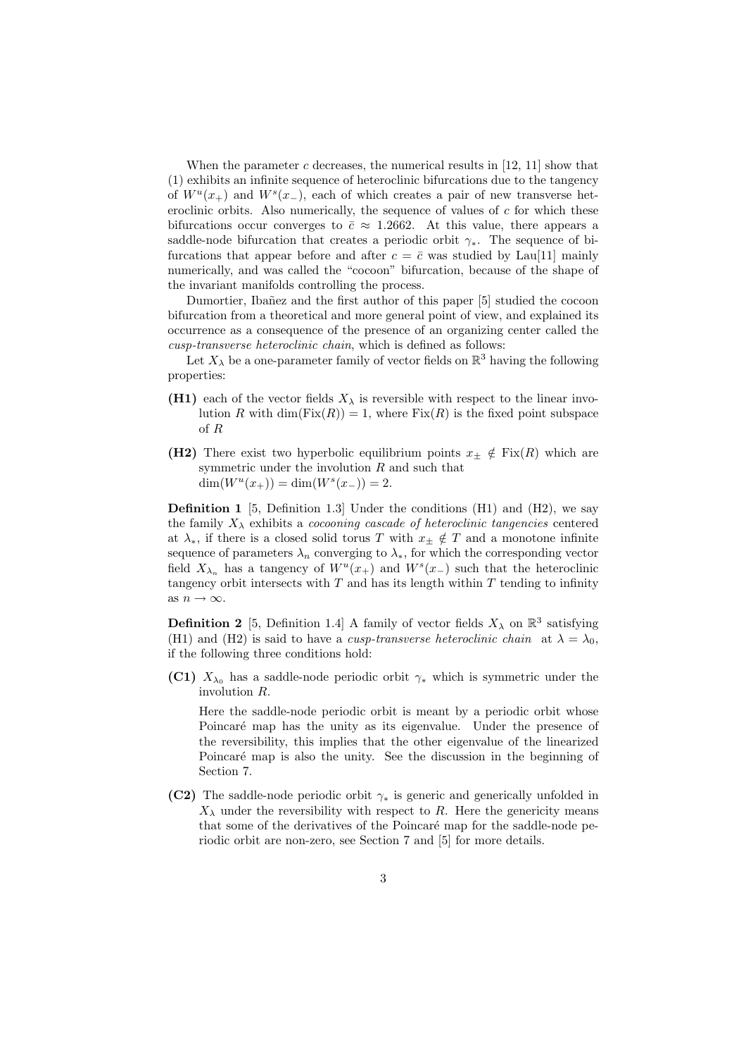When the parameter $c$ decreases, the numerical results in [12, 11] show that (1) exhibits an infinite sequence of heteroclinic bifurcations due to the tangency of $W^u(x_+)$ and $W^s(x_-)$, each of which creates a pair of new transverse heteroclinic orbits. Also numerically, the sequence of values of $c$ for which these bifurcations occur converges to $\bar{c} \approx 1.2662$. At this value, there appears a saddle-node bifurcation that creates a periodic orbit $\gamma_*$. The sequence of bifurcations that appear before and after $c = \bar{c}$ was studied by Lau[11] mainly numerically, and was called the "cocoon" bifurcation, because of the shape of the invariant manifolds controlling the process.

Dumortier, Ibañez and the first author of this paper [5] studied the cocoon bifurcation from a theoretical and more general point of view, and explained its occurrence as a consequence of the presence of an organizing center called the *cusp-transverse heteroclinic chain*, which is defined as follows:

Let $X_\lambda$ be a one-parameter family of vector fields on $\mathbb{R}^3$ having the following properties:

- **(H1)** each of the vector fields $X_\lambda$ is reversible with respect to the linear involution $R$ with $\dim(\mathrm{Fix}(R)) = 1$, where $\mathrm{Fix}(R)$ is the fixed point subspace of $R$
- **(H2)** There exist two hyperbolic equilibrium points $x_\pm \notin \mathrm{Fix}(R)$ which are symmetric under the involution $R$ and such that $\dim(W^u(x_+)) = \dim(W^s(x_-)) = 2$.

**Definition 1** [5, Definition 1.3] Under the conditions (H1) and (H2), we say the family $X_\lambda$ exhibits a *cocooning cascade of heteroclinic tangencies* centered at $\lambda_*$, if there is a closed solid torus $T$ with $x_\pm \notin T$ and a monotone infinite sequence of parameters $\lambda_n$ converging to $\lambda_*$, for which the corresponding vector field $X_{\lambda_n}$ has a tangency of $W^u(x_+)$ and $W^s(x_-)$ such that the heteroclinic tangency orbit intersects with $T$ and has its length within $T$ tending to infinity as $n \to \infty$.

**Definition 2** [5, Definition 1.4] A family of vector fields $X_\lambda$ on $\mathbb{R}^3$ satisfying (H1) and (H2) is said to have a *cusp-transverse heteroclinic chain* at $\lambda = \lambda_0$, if the following three conditions hold:

- **(C1)** $X_{\lambda_0}$ has a saddle-node periodic orbit $\gamma_*$ which is symmetric under the involution $R$.

  Here the saddle-node periodic orbit is meant by a periodic orbit whose Poincaré map has the unity as its eigenvalue. Under the presence of the reversibility, this implies that the other eigenvalue of the linearized Poincaré map is also the unity. See the discussion in the beginning of Section 7.

- **(C2)** The saddle-node periodic orbit $\gamma_*$ is generic and generically unfolded in $X_\lambda$ under the reversibility with respect to $R$. Here the genericity means that some of the derivatives of the Poincaré map for the saddle-node periodic orbit are non-zero, see Section 7 and [5] for more details.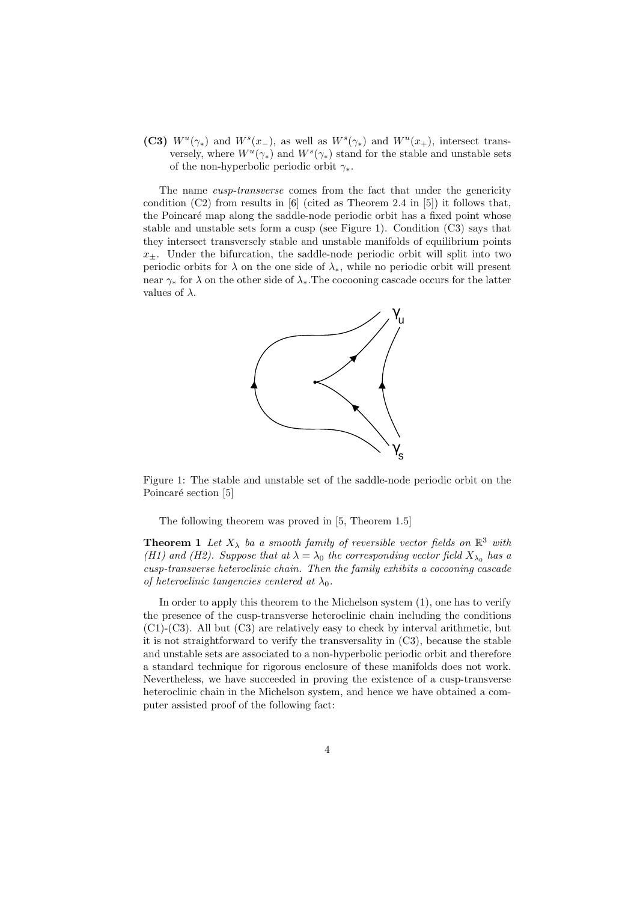**(C3)** $W^u(\gamma_*)$ and $W^s(x_-)$, as well as $W^s(\gamma_*)$ and $W^u(x_+)$, intersect transversely, where $W^u(\gamma_*)$ and $W^s(\gamma_*)$ stand for the stable and unstable sets of the non-hyperbolic periodic orbit $\gamma_*$.

The name *cusp-transverse* comes from the fact that under the genericity condition (C2) from results in [6] (cited as Theorem 2.4 in [5]) it follows that, the Poincaré map along the saddle-node periodic orbit has a fixed point whose stable and unstable sets form a cusp (see Figure 1). Condition (C3) says that they intersect transversely stable and unstable manifolds of equilibrium points $x_\pm$. Under the bifurcation, the saddle-node periodic orbit will split into two periodic orbits for $\lambda$ on the one side of $\lambda_*$, while no periodic orbit will present near $\gamma_*$ for $\lambda$ on the other side of $\lambda_*$.The cocooning cascade occurs for the latter values of $\lambda$.

Figure 1: The stable and unstable set of the saddle-node periodic orbit on the Poincaré section [5]

The following theorem was proved in [5, Theorem 1.5]

**Theorem 1** *Let $X_\lambda$ ba a smooth family of reversible vector fields on $\mathbb{R}^3$ with (H1) and (H2). Suppose that at $\lambda = \lambda_0$ the corresponding vector field $X_{\lambda_0}$ has a cusp-transverse heteroclinic chain. Then the family exhibits a cocooning cascade of heteroclinic tangencies centered at $\lambda_0$.*

In order to apply this theorem to the Michelson system (1), one has to verify the presence of the cusp-transverse heteroclinic chain including the conditions (C1)-(C3). All but (C3) are relatively easy to check by interval arithmetic, but it is not straightforward to verify the transversality in (C3), because the stable and unstable sets are associated to a non-hyperbolic periodic orbit and therefore a standard technique for rigorous enclosure of these manifolds does not work. Nevertheless, we have succeeded in proving the existence of a cusp-transverse heteroclinic chain in the Michelson system, and hence we have obtained a computer assisted proof of the following fact: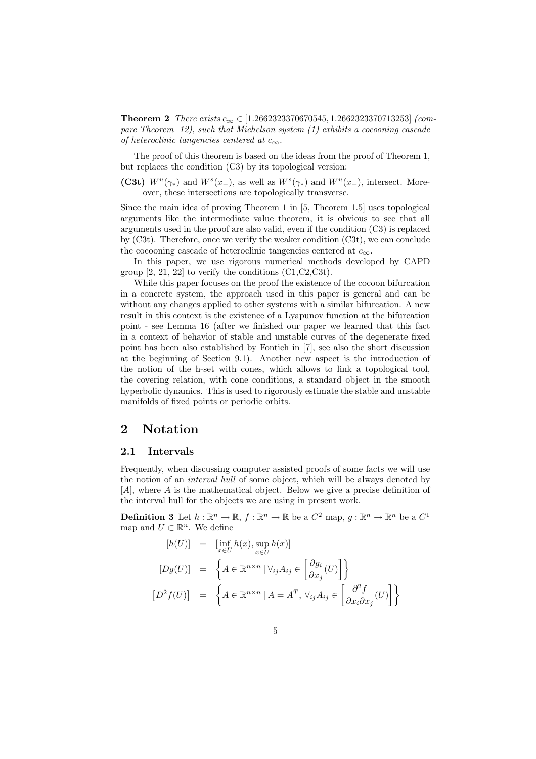**Theorem 2** *There exists $c_\infty \in [1.2662323370670545, 1.2662323370713253]$ (compare Theorem 12), such that Michelson system (1) exhibits a cocooning cascade of heteroclinic tangencies centered at $c_\infty$.*

The proof of this theorem is based on the ideas from the proof of Theorem 1, but replaces the condition (C3) by its topological version:

**(C3t)** $W^u(\gamma_*)$ and $W^s(x_-)$, as well as $W^s(\gamma_*)$ and $W^u(x_+)$, intersect. Moreover, these intersections are topologically transverse.

Since the main idea of proving Theorem 1 in [5, Theorem 1.5] uses topological arguments like the intermediate value theorem, it is obvious to see that all arguments used in the proof are also valid, even if the condition (C3) is replaced by (C3t). Therefore, once we verify the weaker condition (C3t), we can conclude the cocooning cascade of heteroclinic tangencies centered at $c_\infty$.

In this paper, we use rigorous numerical methods developed by CAPD group [2, 21, 22] to verify the conditions (C1,C2,C3t).

While this paper focuses on the proof the existence of the cocoon bifurcation in a concrete system, the approach used in this paper is general and can be without any changes applied to other systems with a similar bifurcation. A new result in this context is the existence of a Lyapunov function at the bifurcation point - see Lemma 16 (after we finished our paper we learned that this fact in a context of behavior of stable and unstable curves of the degenerate fixed point has been also established by Fontich in [7], see also the short discussion at the beginning of Section 9.1). Another new aspect is the introduction of the notion of the h-set with cones, which allows to link a topological tool, the covering relation, with cone conditions, a standard object in the smooth hyperbolic dynamics. This is used to rigorously estimate the stable and unstable manifolds of fixed points or periodic orbits.

# 2 Notation

## 2.1 Intervals

Frequently, when discussing computer assisted proofs of some facts we will use the notion of an *interval hull* of some object, which will be always denoted by $[A]$, where $A$ is the mathematical object. Below we give a precise definition of the interval hull for the objects we are using in present work.

**Definition 3** Let $h : \mathbb{R}^n \to \mathbb{R}$, $f : \mathbb{R}^n \to \mathbb{R}$ be a $C^2$ map, $g : \mathbb{R}^n \to \mathbb{R}^n$ be a $C^1$ map and $U \subset \mathbb{R}^n$. We define

$$
\begin{aligned}
[h(U)] &= [\inf_{x\in U} h(x), \sup_{x\in U} h(x)] \\
[Dg(U)] &= \left\{ A \in \mathbb{R}^{n\times n} \mid \forall_{ij} A_{ij} \in \left[\frac{\partial g_i}{\partial x_j}(U)\right] \right\} \\
\left[D^2 f(U)\right] &= \left\{ A \in \mathbb{R}^{n\times n} \mid A = A^T,\ \forall_{ij} A_{ij} \in \left[\frac{\partial^2 f}{\partial x_i \partial x_j}(U)\right] \right\}
\end{aligned}
$$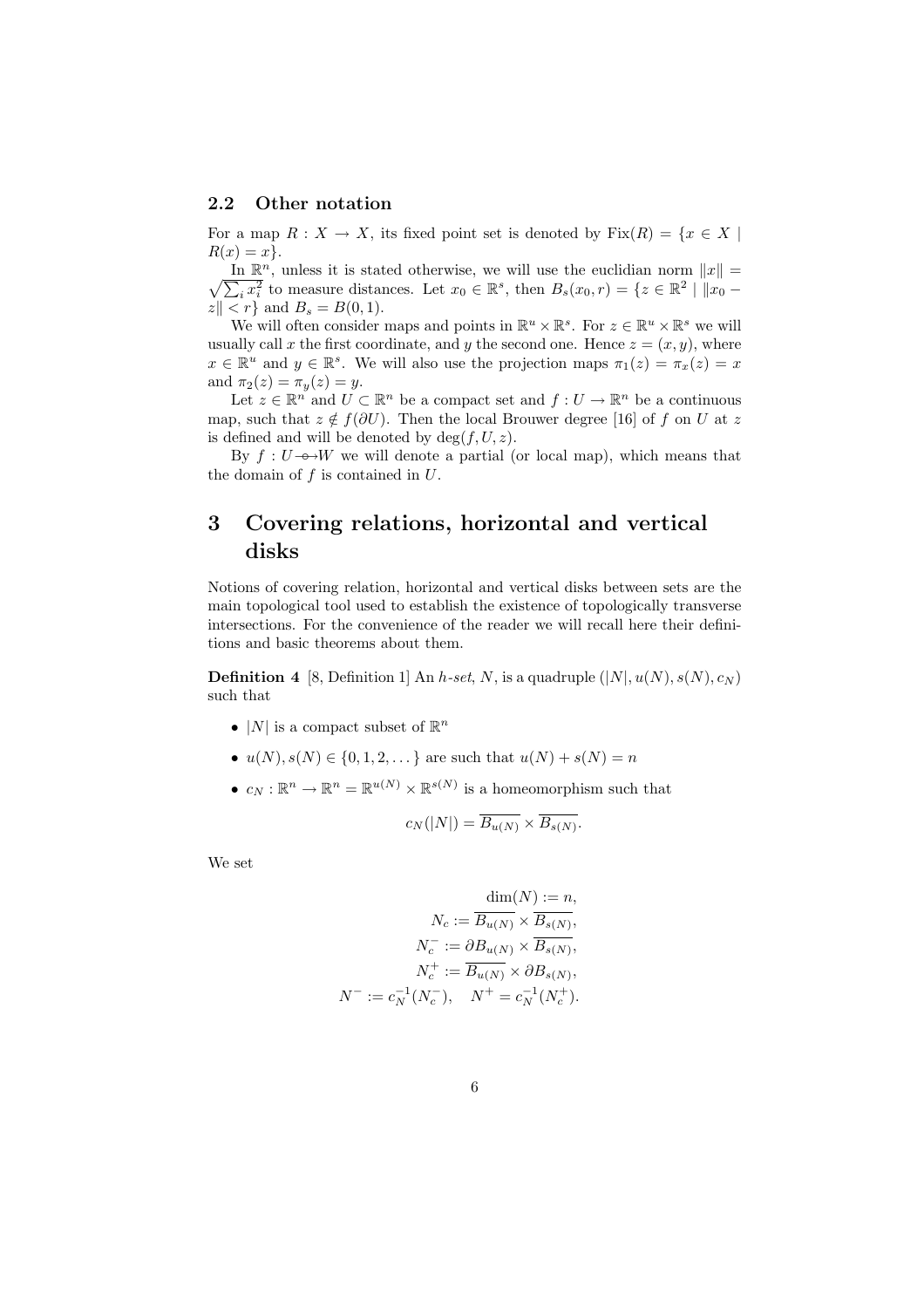### 2.2 Other notation

For a map $R : X \to X$, its fixed point set is denoted by $\text{Fix}(R) = \{x \in X \mid R(x) = x\}$.

In $\mathbb{R}^n$, unless it is stated otherwise, we will use the euclidian norm $\|x\| = \sqrt{\sum_i x_i^2}$ to measure distances. Let $x_0 \in \mathbb{R}^s$, then $B_s(x_0, r) = \{z \in \mathbb{R}^2 \mid \|x_0 - z\| < r\}$ and $B_s = B(0, 1)$.

We will often consider maps and points in $\mathbb{R}^u \times \mathbb{R}^s$. For $z \in \mathbb{R}^u \times \mathbb{R}^s$ we will usually call $x$ the first coordinate, and $y$ the second one. Hence $z = (x, y)$, where $x \in \mathbb{R}^u$ and $y \in \mathbb{R}^s$. We will also use the projection maps $\pi_1(z) = \pi_x(z) = x$ and $\pi_2(z) = \pi_y(z) = y$.

Let $z \in \mathbb{R}^n$ and $U \subset \mathbb{R}^n$ be a compact set and $f : U \to \mathbb{R}^n$ be a continuous map, such that $z \notin f(\partial U)$. Then the local Brouwer degree [16] of $f$ on $U$ at $z$ is defined and will be denoted by $\deg(f, U, z)$.

By $f : U \multimap W$ we will denote a partial (or local map), which means that the domain of $f$ is contained in $U$.

# 3 Covering relations, horizontal and vertical disks

Notions of covering relation, horizontal and vertical disks between sets are the main topological tool used to establish the existence of topologically transverse intersections. For the convenience of the reader we will recall here their definitions and basic theorems about them.

**Definition 4** [8, Definition 1] An *h-set*, $N$, is a quadruple $(|N|, u(N), s(N), c_N)$ such that

- $|N|$ is a compact subset of $\mathbb{R}^n$
- $u(N), s(N) \in \{0, 1, 2, \dots\}$ are such that $u(N) + s(N) = n$
- $c_N : \mathbb{R}^n \to \mathbb{R}^n = \mathbb{R}^{u(N)} \times \mathbb{R}^{s(N)}$ is a homeomorphism such that

$$c_N(|N|) = \overline{B_{u(N)}} \times \overline{B_{s(N)}}.$$

We set

$$\begin{aligned}
\dim(N) &:= n, \\
N_c &:= \overline{B_{u(N)}} \times \overline{B_{s(N)}}, \\
N_c^- &:= \partial B_{u(N)} \times \overline{B_{s(N)}}, \\
N_c^+ &:= \overline{B_{u(N)}} \times \partial B_{s(N)}, \\
N^- := c_N^{-1}(N_c^-), &\quad N^+ = c_N^{-1}(N_c^+).
\end{aligned}$$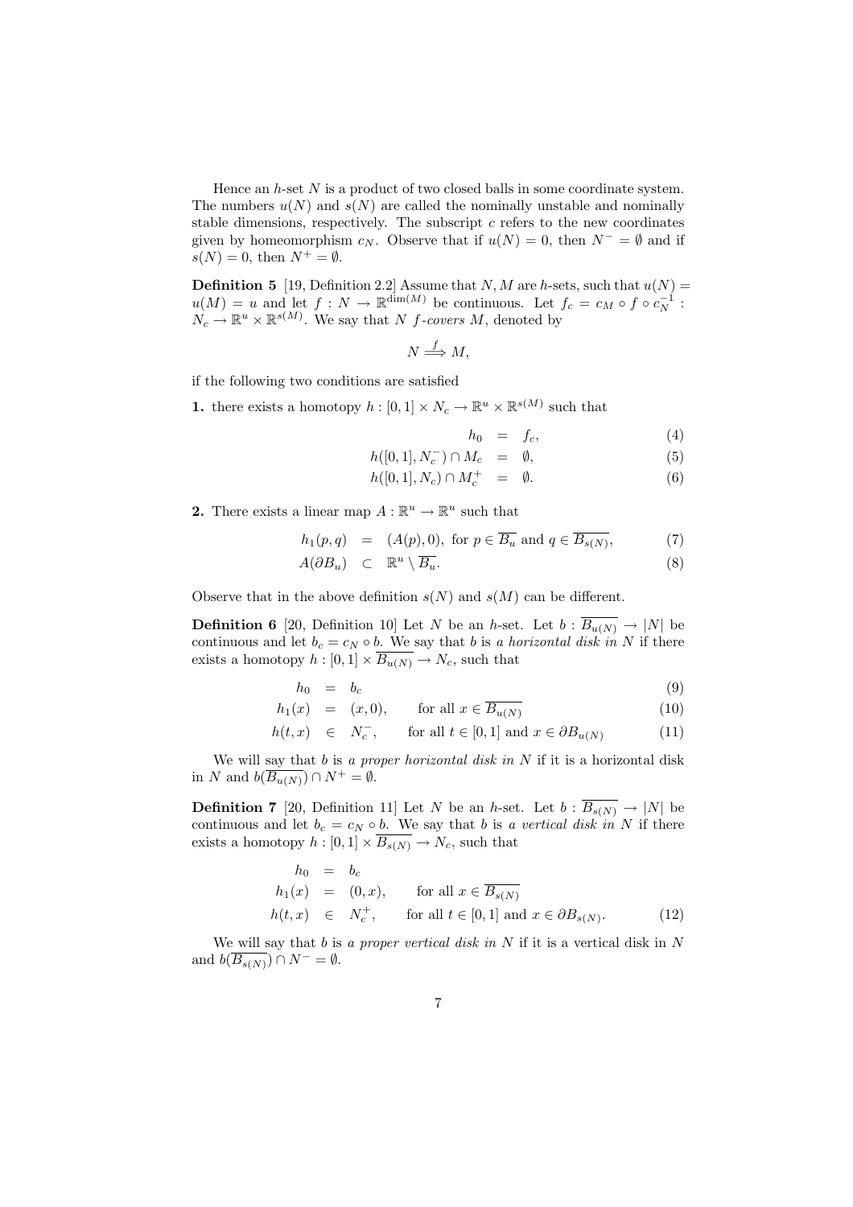Hence an $h$-set $N$ is a product of two closed balls in some coordinate system. The numbers $u(N)$ and $s(N)$ are called the nominally unstable and nominally stable dimensions, respectively. The subscript $c$ refers to the new coordinates given by homeomorphism $c_N$. Observe that if $u(N) = 0$, then $N^- = \emptyset$ and if $s(N) = 0$, then $N^+ = \emptyset$.

**Definition 5** [19, Definition 2.2] Assume that $N, M$ are $h$-sets, such that $u(N) = u(M) = u$ and let $f : N \to \mathbb{R}^{\dim(M)}$ be continuous. Let $f_c = c_M \circ f \circ c_N^{-1} : N_c \to \mathbb{R}^u \times \mathbb{R}^{s(M)}$. We say that $N$ *$f$-covers* $M$, denoted by

$$N \overset{f}{\Longrightarrow} M,$$

if the following two conditions are satisfied

**1.** there exists a homotopy $h : [0,1] \times N_c \to \mathbb{R}^u \times \mathbb{R}^{s(M)}$ such that

$$h_0 = f_c, \tag{4}$$

$$h([0,1], N_c^-) \cap M_c = \emptyset, \tag{5}$$

$$h([0,1], N_c) \cap M_c^+ = \emptyset. \tag{6}$$

**2.** There exists a linear map $A : \mathbb{R}^u \to \mathbb{R}^u$ such that

$$h_1(p,q) = (A(p), 0), \text{ for } p \in \overline{B_u} \text{ and } q \in \overline{B_{s(N)}}, \tag{7}$$

$$A(\partial B_u) \subset \mathbb{R}^u \setminus \overline{B_u}. \tag{8}$$

Observe that in the above definition $s(N)$ and $s(M)$ can be different.

**Definition 6** [20, Definition 10] Let $N$ be an $h$-set. Let $b : \overline{B_{u(N)}} \to |N|$ be continuous and let $b_c = c_N \circ b$. We say that $b$ is *a horizontal disk in* $N$ if there exists a homotopy $h : [0,1] \times \overline{B_{u(N)}} \to N_c$, such that

$$h_0 = b_c \tag{9}$$

$$h_1(x) = (x, 0), \qquad \text{for all } x \in \overline{B_{u(N)}} \tag{10}$$

$$h(t,x) \in N_c^-, \qquad \text{for all } t \in [0,1] \text{ and } x \in \partial B_{u(N)} \tag{11}$$

We will say that $b$ is *a proper horizontal disk in* $N$ if it is a horizontal disk in $N$ and $b(\overline{B_{u(N)}}) \cap N^+ = \emptyset$.

**Definition 7** [20, Definition 11] Let $N$ be an $h$-set. Let $b : \overline{B_{s(N)}} \to |N|$ be continuous and let $b_c = c_N \circ b$. We say that $b$ is *a vertical disk in* $N$ if there exists a homotopy $h : [0,1] \times \overline{B_{s(N)}} \to N_c$, such that

$$h_0 = b_c$$

$$h_1(x) = (0, x), \qquad \text{for all } x \in \overline{B_{s(N)}}$$

$$h(t,x) \in N_c^+, \qquad \text{for all } t \in [0,1] \text{ and } x \in \partial B_{s(N)}. \tag{12}$$

We will say that $b$ is *a proper vertical disk in* $N$ if it is a vertical disk in $N$ and $b(\overline{B_{s(N)}}) \cap N^- = \emptyset$.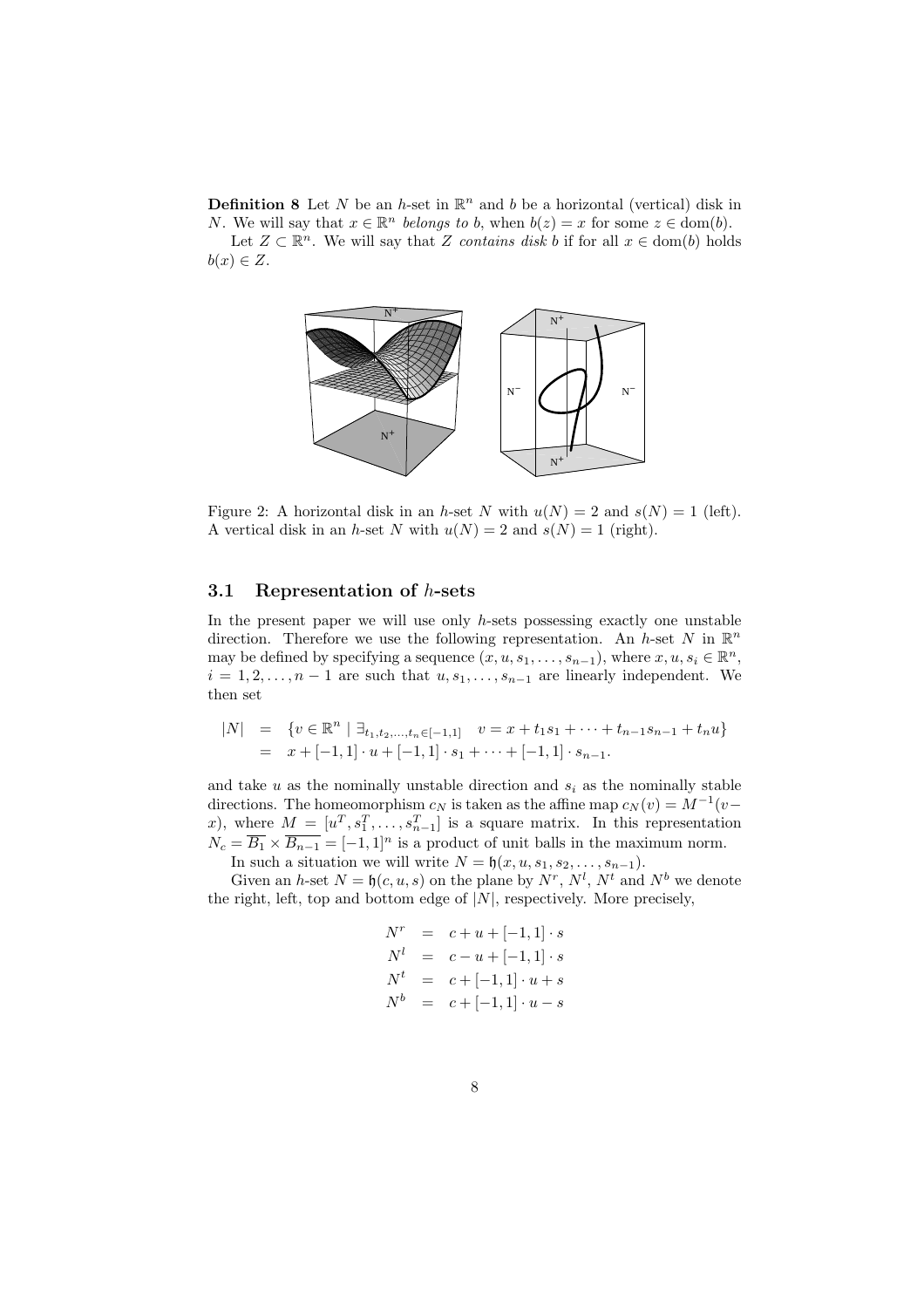**Definition 8** Let $N$ be an $h$-set in $\mathbb{R}^n$ and $b$ be a horizontal (vertical) disk in $N$. We will say that $x \in \mathbb{R}^n$ *belongs to* $b$, when $b(z) = x$ for some $z \in \operatorname{dom}(b)$.

Let $Z \subset \mathbb{R}^n$. We will say that $Z$ *contains disk* $b$ if for all $x \in \operatorname{dom}(b)$ holds $b(x) \in Z$.

Figure 2: A horizontal disk in an $h$-set $N$ with $u(N) = 2$ and $s(N) = 1$ (left). A vertical disk in an $h$-set $N$ with $u(N) = 2$ and $s(N) = 1$ (right).

### 3.1 Representation of $h$-sets

In the present paper we will use only $h$-sets possessing exactly one unstable direction. Therefore we use the following representation. An $h$-set $N$ in $\mathbb{R}^n$ may be defined by specifying a sequence $(x, u, s_1, \ldots, s_{n-1})$, where $x, u, s_i \in \mathbb{R}^n$, $i = 1, 2, \ldots, n-1$ are such that $u, s_1, \ldots, s_{n-1}$ are linearly independent. We then set

$$
\begin{aligned}
|N| &= \{v \in \mathbb{R}^n \mid \exists_{t_1, t_2, \ldots, t_n \in [-1,1]} \quad v = x + t_1 s_1 + \cdots + t_{n-1} s_{n-1} + t_n u\} \\
&= x + [-1,1] \cdot u + [-1,1] \cdot s_1 + \cdots + [-1,1] \cdot s_{n-1}.
\end{aligned}
$$

and take $u$ as the nominally unstable direction and $s_i$ as the nominally stable directions. The homeomorphism $c_N$ is taken as the affine map $c_N(v) = M^{-1}(v - x)$, where $M = [u^T, s_1^T, \ldots, s_{n-1}^T]$ is a square matrix. In this representation $N_c = \overline{B_1} \times \overline{B_{n-1}} = [-1,1]^n$ is a product of unit balls in the maximum norm.

In such a situation we will write $N = \mathfrak{h}(x, u, s_1, s_2, \ldots, s_{n-1})$.

Given an $h$-set $N = \mathfrak{h}(c, u, s)$ on the plane by $N^r$, $N^l$, $N^t$ and $N^b$ we denote the right, left, top and bottom edge of $|N|$, respectively. More precisely,

$$
\begin{aligned}
N^r &= c + u + [-1,1] \cdot s \\
N^l &= c - u + [-1,1] \cdot s \\
N^t &= c + [-1,1] \cdot u + s \\
N^b &= c + [-1,1] \cdot u - s
\end{aligned}
$$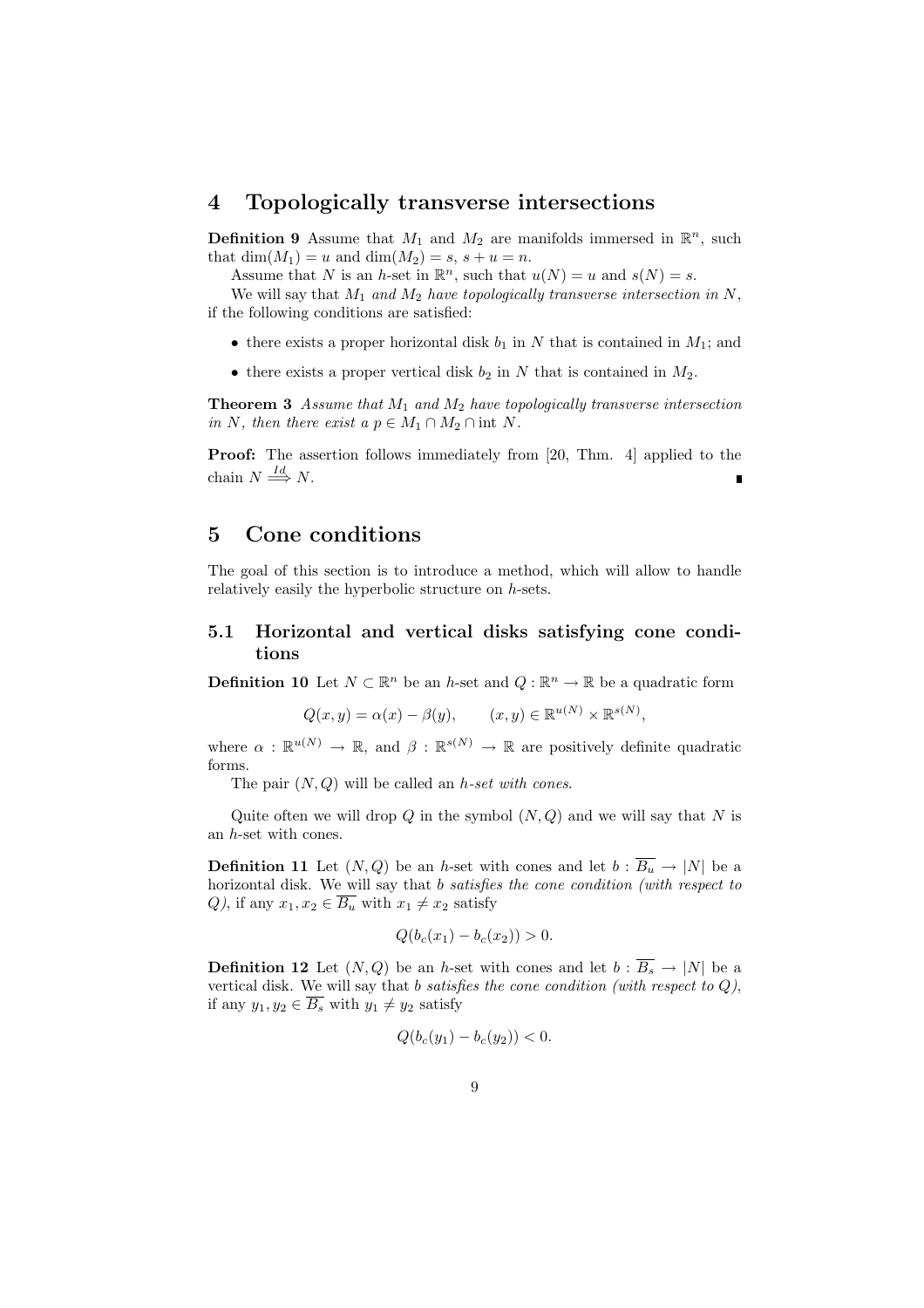## 4 Topologically transverse intersections

**Definition 9** Assume that $M_1$ and $M_2$ are manifolds immersed in $\mathbb{R}^n$, such that $\dim(M_1) = u$ and $\dim(M_2) = s$, $s + u = n$.

Assume that $N$ is an $h$-set in $\mathbb{R}^n$, such that $u(N) = u$ and $s(N) = s$.

We will say that $M_1$ *and* $M_2$ *have topologically transverse intersection in* $N$, if the following conditions are satisfied:

- there exists a proper horizontal disk $b_1$ in $N$ that is contained in $M_1$; and
- there exists a proper vertical disk $b_2$ in $N$ that is contained in $M_2$.

**Theorem 3** *Assume that $M_1$ and $M_2$ have topologically transverse intersection in $N$, then there exist a $p \in M_1 \cap M_2 \cap \operatorname{int} N$.*

**Proof:** The assertion follows immediately from [20, Thm. 4] applied to the chain $N \overset{Id}{\Longrightarrow} N$. ∎

## 5 Cone conditions

The goal of this section is to introduce a method, which will allow to handle relatively easily the hyperbolic structure on $h$-sets.

### 5.1 Horizontal and vertical disks satisfying cone conditions

**Definition 10** Let $N \subset \mathbb{R}^n$ be an $h$-set and $Q : \mathbb{R}^n \to \mathbb{R}$ be a quadratic form

$$Q(x, y) = \alpha(x) - \beta(y), \qquad (x, y) \in \mathbb{R}^{u(N)} \times \mathbb{R}^{s(N)},$$

where $\alpha : \mathbb{R}^{u(N)} \to \mathbb{R}$, and $\beta : \mathbb{R}^{s(N)} \to \mathbb{R}$ are positively definite quadratic forms.

The pair $(N, Q)$ will be called an *$h$-set with cones.*

Quite often we will drop $Q$ in the symbol $(N, Q)$ and we will say that $N$ is an $h$-set with cones.

**Definition 11** Let $(N, Q)$ be an $h$-set with cones and let $b : \overline{B_u} \to |N|$ be a horizontal disk. We will say that $b$ *satisfies the cone condition (with respect to $Q$)*, if any $x_1, x_2 \in \overline{B_u}$ with $x_1 \neq x_2$ satisfy

$$Q(b_c(x_1) - b_c(x_2)) > 0.$$

**Definition 12** Let $(N, Q)$ be an $h$-set with cones and let $b : \overline{B_s} \to |N|$ be a vertical disk. We will say that $b$ *satisfies the cone condition (with respect to $Q$)*, if any $y_1, y_2 \in \overline{B_s}$ with $y_1 \neq y_2$ satisfy

$$Q(b_c(y_1) - b_c(y_2)) < 0.$$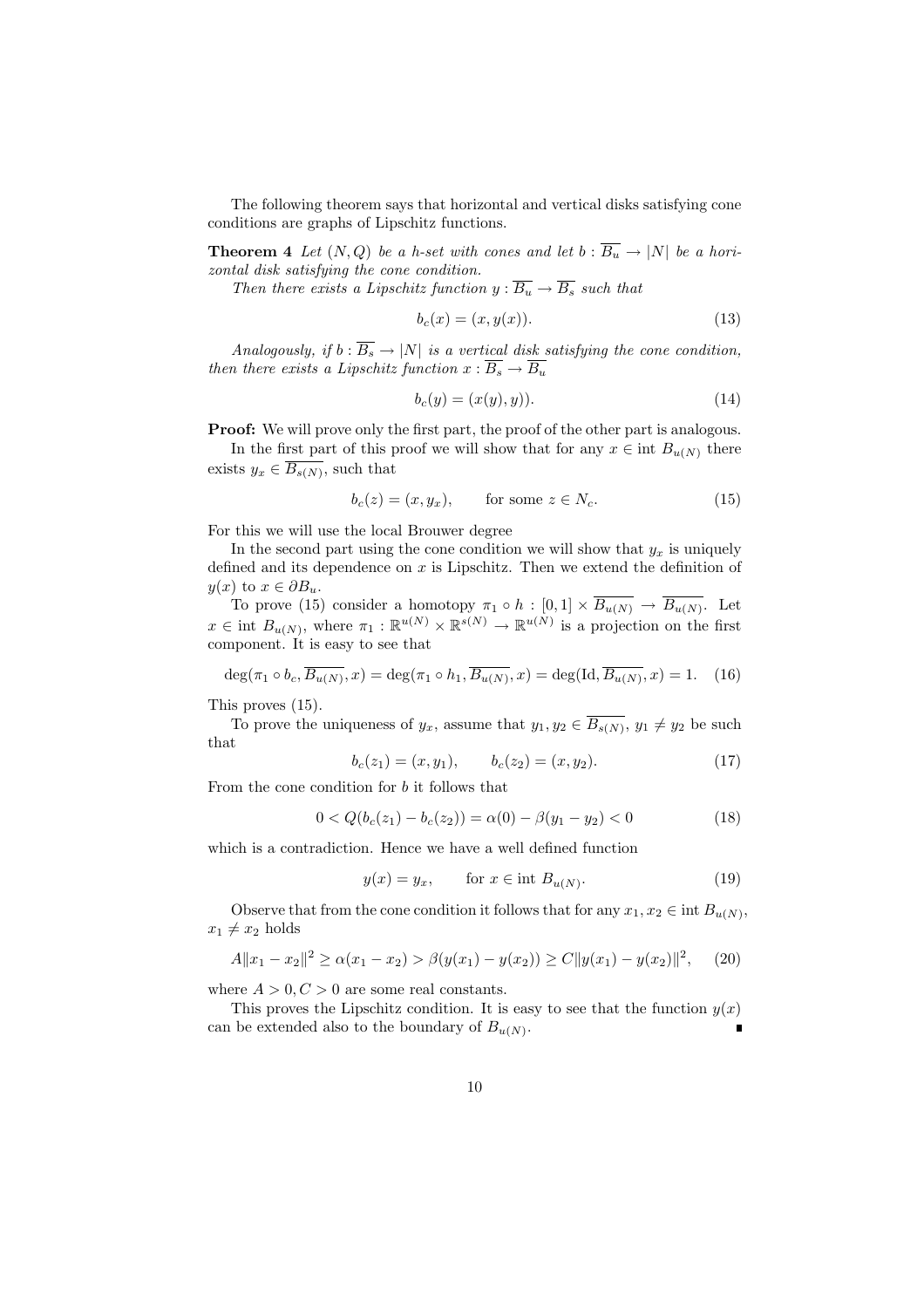The following theorem says that horizontal and vertical disks satisfying cone conditions are graphs of Lipschitz functions.

**Theorem 4** *Let $(N, Q)$ be a h-set with cones and let $b : \overline{B_u} \to |N|$ be a horizontal disk satisfying the cone condition.*

*Then there exists a Lipschitz function $y : \overline{B_u} \to \overline{B_s}$ such that*

$$b_c(x) = (x, y(x)). \tag{13}$$

*Analogously, if $b : \overline{B_s} \to |N|$ is a vertical disk satisfying the cone condition, then there exists a Lipschitz function $x : \overline{B_s} \to \overline{B_u}$*

$$b_c(y) = (x(y), y)). \tag{14}$$

**Proof:** We will prove only the first part, the proof of the other part is analogous.

In the first part of this proof we will show that for any $x \in \text{int } B_{u(N)}$ there exists $y_x \in \overline{B_{s(N)}}$, such that

$$b_c(z) = (x, y_x), \qquad \text{for some } z \in N_c. \tag{15}$$

For this we will use the local Brouwer degree

In the second part using the cone condition we will show that $y_x$ is uniquely defined and its dependence on $x$ is Lipschitz. Then we extend the definition of $y(x)$ to $x \in \partial B_u$.

To prove (15) consider a homotopy $\pi_1 \circ h : [0, 1] \times \overline{B_{u(N)}} \to \overline{B_{u(N)}}$. Let $x \in \text{int } B_{u(N)}$, where $\pi_1 : \mathbb{R}^{u(N)} \times \mathbb{R}^{s(N)} \to \mathbb{R}^{u(N)}$ is a projection on the first component. It is easy to see that

$$\deg(\pi_1 \circ b_c, \overline{B_{u(N)}}, x) = \deg(\pi_1 \circ h_1, \overline{B_{u(N)}}, x) = \deg(\text{Id}, \overline{B_{u(N)}}, x) = 1. \tag{16}$$

This proves (15).

To prove the uniqueness of $y_x$, assume that $y_1, y_2 \in \overline{B_{s(N)}}$, $y_1 \neq y_2$ be such that

$$b_c(z_1) = (x, y_1), \qquad b_c(z_2) = (x, y_2). \tag{17}$$

From the cone condition for $b$ it follows that

$$0 < Q(b_c(z_1) - b_c(z_2)) = \alpha(0) - \beta(y_1 - y_2) < 0 \tag{18}$$

which is a contradiction. Hence we have a well defined function

$$y(x) = y_x, \qquad \text{for } x \in \text{int } B_{u(N)}. \tag{19}$$

Observe that from the cone condition it follows that for any $x_1, x_2 \in \text{int } B_{u(N)}$, $x_1 \neq x_2$ holds

$$A\|x_1 - x_2\|^2 \geq \alpha(x_1 - x_2) > \beta(y(x_1) - y(x_2)) \geq C\|y(x_1) - y(x_2)\|^2, \tag{20}$$

where $A > 0, C > 0$ are some real constants.

This proves the Lipschitz condition. It is easy to see that the function $y(x)$ can be extended also to the boundary of $B_{u(N)}$. ∎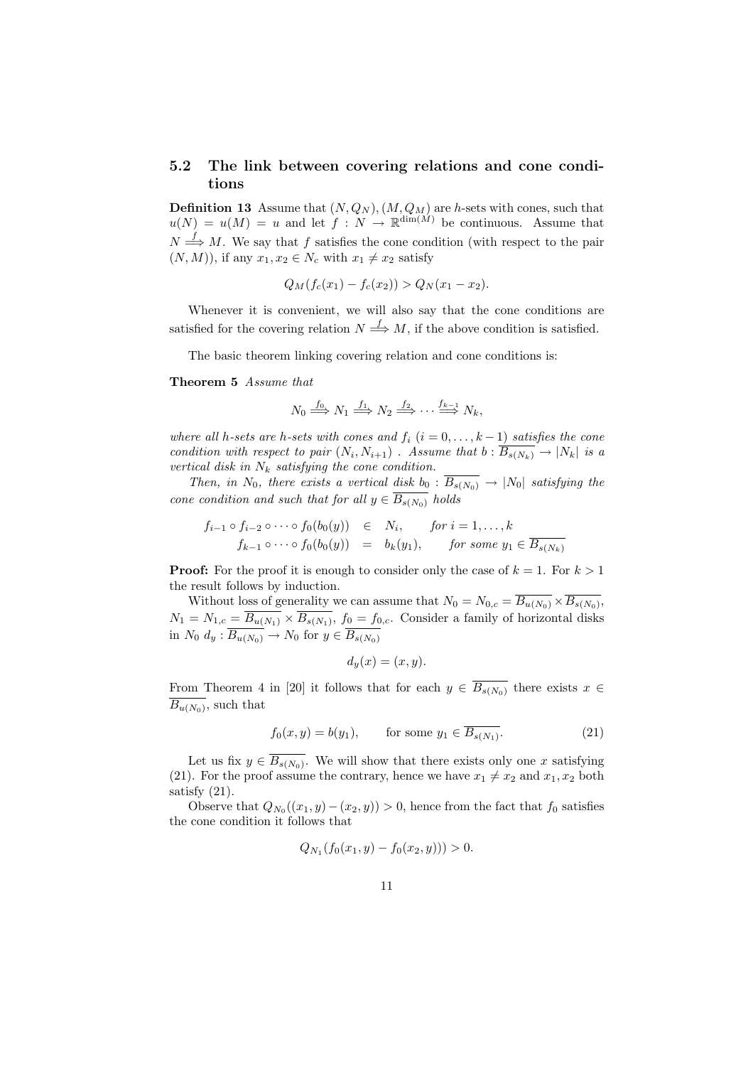### 5.2 The link between covering relations and cone conditions

**Definition 13** Assume that $(N, Q_N), (M, Q_M)$ are $h$-sets with cones, such that $u(N) = u(M) = u$ and let $f : N \to \mathbb{R}^{\dim(M)}$ be continuous. Assume that $N \overset{f}{\Longrightarrow} M$. We say that $f$ satisfies the cone condition (with respect to the pair $(N, M)$), if any $x_1, x_2 \in N_c$ with $x_1 \neq x_2$ satisfy

$$Q_M(f_c(x_1) - f_c(x_2)) > Q_N(x_1 - x_2).$$

Whenever it is convenient, we will also say that the cone conditions are satisfied for the covering relation $N \overset{f}{\Longrightarrow} M$, if the above condition is satisfied.

The basic theorem linking covering relation and cone conditions is:

**Theorem 5** *Assume that*

$$N_0 \overset{f_0}{\Longrightarrow} N_1 \overset{f_1}{\Longrightarrow} N_2 \overset{f_2}{\Longrightarrow} \cdots \overset{f_{k-1}}{\Longrightarrow} N_k,$$

*where all h-sets are h-sets with cones and $f_i$ $(i = 0, \ldots, k-1)$ satisfies the cone condition with respect to pair $(N_i, N_{i+1})$ . Assume that $b : \overline{B_{s(N_k)}} \to |N_k|$ is a vertical disk in $N_k$ satisfying the cone condition.*

*Then, in $N_0$, there exists a vertical disk $b_0 : \overline{B_{s(N_0)}} \to |N_0|$ satisfying the cone condition and such that for all $y \in \overline{B_{s(N_0)}}$ holds*

$$\begin{aligned} f_{i-1} \circ f_{i-2} \circ \cdots \circ f_0(b_0(y)) &\in N_i, \qquad \text{for } i = 1, \ldots, k \\ f_{k-1} \circ \cdots \circ f_0(b_0(y)) &= b_k(y_1), \qquad \text{for some } y_1 \in \overline{B_{s(N_k)}} \end{aligned}$$

**Proof:** For the proof it is enough to consider only the case of $k = 1$. For $k > 1$ the result follows by induction.

Without loss of generality we can assume that $N_0 = N_{0,c} = \overline{B_{u(N_0)}} \times \overline{B_{s(N_0)}}$, $N_1 = N_{1,c} = \overline{B_{u(N_1)}} \times \overline{B_{s(N_1)}}$, $f_0 = f_{0,c}$. Consider a family of horizontal disks in $N_0$ $d_y : \overline{B_{u(N_0)}} \to N_0$ for $y \in \overline{B_{s(N_0)}}$

$$d_y(x) = (x, y).$$

From Theorem 4 in [20] it follows that for each $y \in \overline{B_{s(N_0)}}$ there exists $x \in \overline{B_{u(N_0)}}$, such that

$$f_0(x, y) = b(y_1), \qquad \text{for some } y_1 \in \overline{B_{s(N_1)}}. \tag{21}$$

Let us fix $y \in \overline{B_{s(N_0)}}$. We will show that there exists only one $x$ satisfying (21). For the proof assume the contrary, hence we have $x_1 \neq x_2$ and $x_1, x_2$ both satisfy (21).

Observe that $Q_{N_0}((x_1, y) - (x_2, y)) > 0$, hence from the fact that $f_0$ satisfies the cone condition it follows that

$$Q_{N_1}(f_0(x_1, y) - f_0(x_2, y))) > 0.$$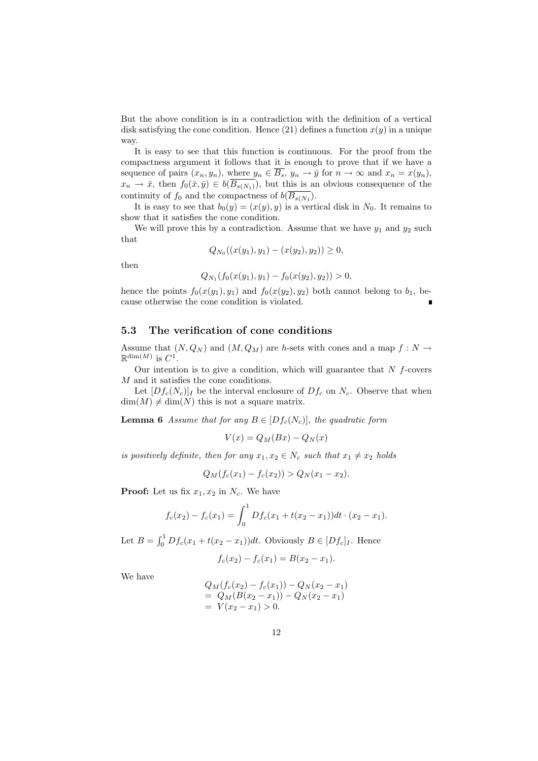But the above condition is in a contradiction with the definition of a vertical disk satisfying the cone condition. Hence (21) defines a function $x(y)$ in a unique way.

It is easy to see that this function is continuous. For the proof from the compactness argument it follows that it is enough to prove that if we have a sequence of pairs $(x_n, y_n)$, where $y_n \in \overline{B_s}$, $y_n \to \bar{y}$ for $n \to \infty$ and $x_n = x(y_n)$, $x_n \to \bar{x}$, then $f_0(\bar{x}, \bar{y}) \in b(\overline{B_{s(N_1)}})$, but this is an obvious consequence of the continuity of $f_0$ and the compactness of $b(\overline{B_{s(N_1)}})$.

It is easy to see that $b_0(y) = (x(y), y)$ is a vertical disk in $N_0$. It remains to show that it satisfies the cone condition.

We will prove this by a contradiction. Assume that we have $y_1$ and $y_2$ such that

$$Q_{N_0}((x(y_1), y_1) - (x(y_2), y_2)) \geq 0,$$

then

$$Q_{N_1}(f_0(x(y_1), y_1) - f_0(x(y_2), y_2)) > 0,$$

hence the points $f_0(x(y_1), y_1)$ and $f_0(x(y_2), y_2)$ both cannot belong to $b_1$, because otherwise the cone condition is violated. ∎

### 5.3 The verification of cone conditions

Assume that $(N, Q_N)$ and $(M, Q_M)$ are $h$-sets with cones and a map $f : N \to \mathbb{R}^{\dim(M)}$ is $C^1$.

Our intention is to give a condition, which will guarantee that $N$ $f$-covers $M$ and it satisfies the cone conditions.

Let $[Df_c(N_c)]_I$ be the interval enclosure of $Df_c$ on $N_c$. Observe that when $\dim(M) \neq \dim(N)$ this is not a square matrix.

**Lemma 6** *Assume that for any $B \in [Df_c(N_c)]$, the quadratic form*

$$V(x) = Q_M(Bx) - Q_N(x)$$

*is positively definite, then for any $x_1, x_2 \in N_c$ such that $x_1 \neq x_2$ holds*

$$Q_M(f_c(x_1) - f_c(x_2)) > Q_N(x_1 - x_2).$$

**Proof:** Let us fix $x_1, x_2$ in $N_c$. We have

$$f_c(x_2) - f_c(x_1) = \int_0^1 Df_c(x_1 + t(x_2 - x_1))dt \cdot (x_2 - x_1).$$

Let $B = \int_0^1 Df_c(x_1 + t(x_2 - x_1))dt$. Obviously $B \in [Df_c]_I$. Hence

$$f_c(x_2) - f_c(x_1) = B(x_2 - x_1).$$

We have

$$\begin{aligned}
& Q_M(f_c(x_2) - f_c(x_1)) - Q_N(x_2 - x_1) \\
= \ & Q_M(B(x_2 - x_1)) - Q_N(x_2 - x_1) \\
= \ & V(x_2 - x_1) > 0.
\end{aligned}$$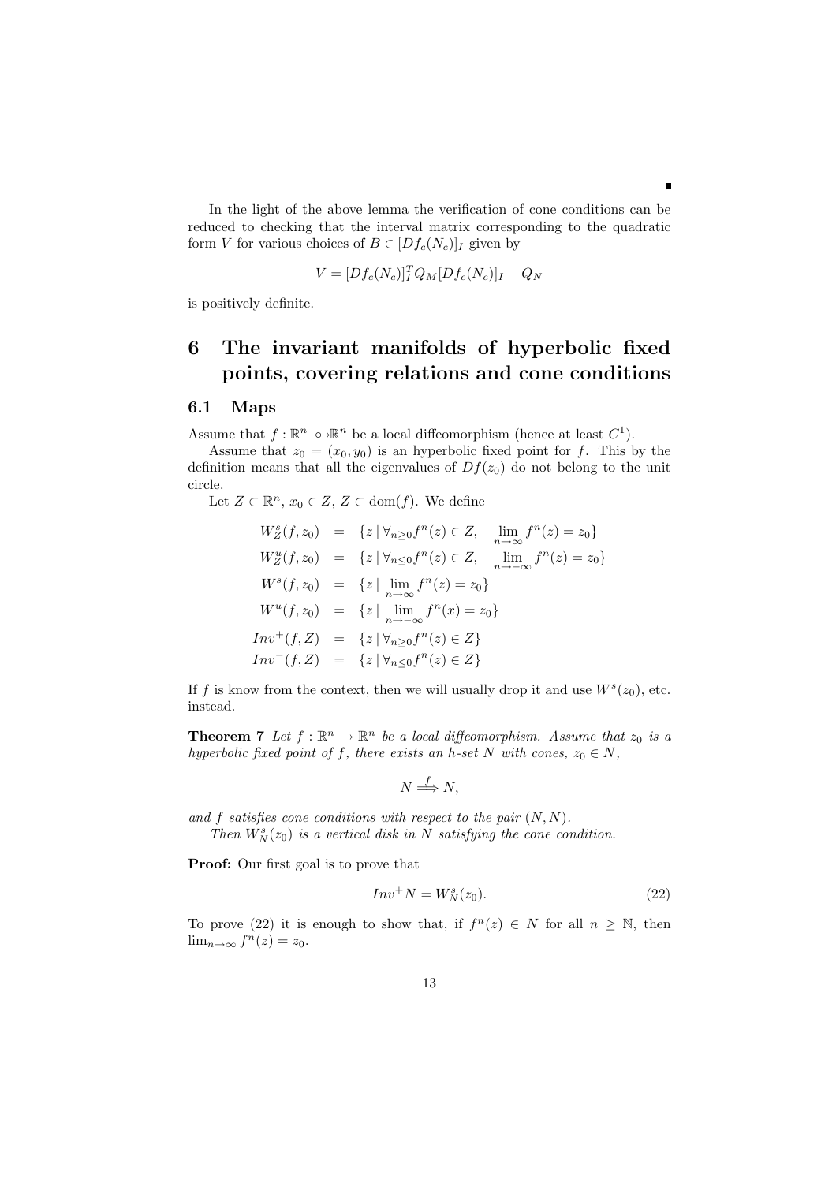■

In the light of the above lemma the verification of cone conditions can be reduced to checking that the interval matrix corresponding to the quadratic form $V$ for various choices of $B \in [Df_c(N_c)]_I$ given by

$$V = [Df_c(N_c)]_I^T Q_M [Df_c(N_c)]_I - Q_N$$

is positively definite.

# 6 The invariant manifolds of hyperbolic fixed points, covering relations and cone conditions

## 6.1 Maps

Assume that $f : \mathbb{R}^n \multimap \mathbb{R}^n$ be a local diffeomorphism (hence at least $C^1$).

Assume that $z_0 = (x_0, y_0)$ is an hyperbolic fixed point for $f$. This by the definition means that all the eigenvalues of $Df(z_0)$ do not belong to the unit circle.

Let $Z \subset \mathbb{R}^n$, $x_0 \in Z$, $Z \subset \mathrm{dom}(f)$. We define

$$\begin{aligned}
W^s_Z(f, z_0) &= \{z \mid \forall_{n \geq 0} f^n(z) \in Z, \quad \lim_{n\to\infty} f^n(z) = z_0\} \\
W^u_Z(f, z_0) &= \{z \mid \forall_{n \leq 0} f^n(z) \in Z, \quad \lim_{n\to-\infty} f^n(z) = z_0\} \\
W^s(f, z_0) &= \{z \mid \lim_{n\to\infty} f^n(z) = z_0\} \\
W^u(f, z_0) &= \{z \mid \lim_{n\to-\infty} f^n(x) = z_0\} \\
Inv^+(f, Z) &= \{z \mid \forall_{n \geq 0} f^n(z) \in Z\} \\
Inv^-(f, Z) &= \{z \mid \forall_{n \leq 0} f^n(z) \in Z\}
\end{aligned}$$

If $f$ is know from the context, then we will usually drop it and use $W^s(z_0)$, etc. instead.

**Theorem 7** *Let $f : \mathbb{R}^n \to \mathbb{R}^n$ be a local diffeomorphism. Assume that $z_0$ is a hyperbolic fixed point of $f$, there exists an h-set $N$ with cones, $z_0 \in N$,*

$$N \overset{f}{\Longrightarrow} N,$$

*and $f$ satisfies cone conditions with respect to the pair $(N, N)$.*

*Then $W^s_N(z_0)$ is a vertical disk in $N$ satisfying the cone condition.*

**Proof:** Our first goal is to prove that

$$Inv^+ N = W^s_N(z_0). \tag{22}$$

To prove (22) it is enough to show that, if $f^n(z) \in N$ for all $n \geq \mathbb{N}$, then $\lim_{n\to\infty} f^n(z) = z_0$.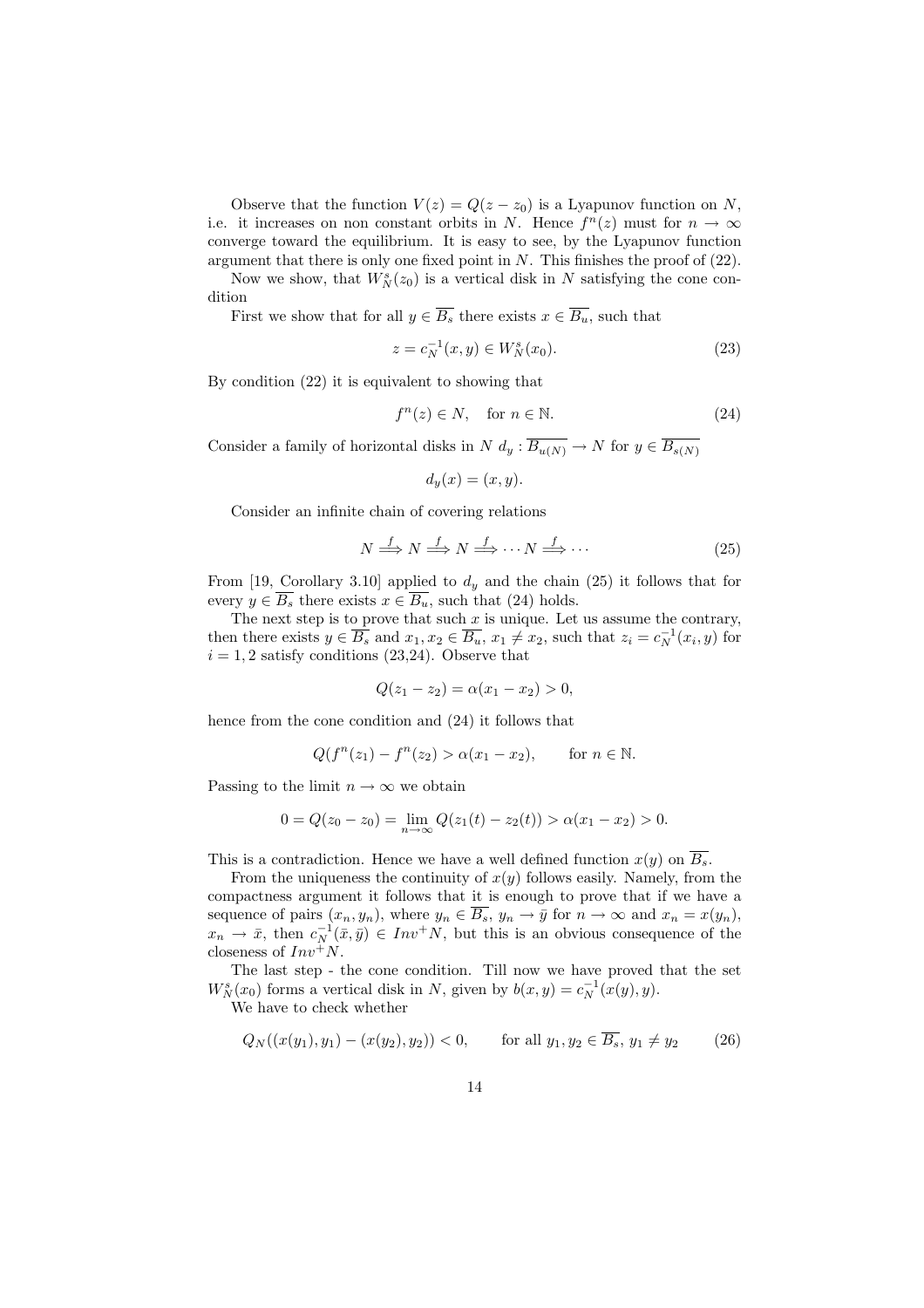Observe that the function $V(z) = Q(z - z_0)$ is a Lyapunov function on $N$, i.e. it increases on non constant orbits in $N$. Hence $f^n(z)$ must for $n \to \infty$ converge toward the equilibrium. It is easy to see, by the Lyapunov function argument that there is only one fixed point in $N$. This finishes the proof of (22).

Now we show, that $W^s_N(z_0)$ is a vertical disk in $N$ satisfying the cone condition

First we show that for all $y \in \overline{B_s}$ there exists $x \in \overline{B_u}$, such that

$$z = c_N^{-1}(x, y) \in W^s_N(x_0). \tag{23}$$

By condition (22) it is equivalent to showing that

$$f^n(z) \in N, \quad \text{for } n \in \mathbb{N}. \tag{24}$$

Consider a family of horizontal disks in $N$ $d_y : \overline{B_{u(N)}} \to N$ for $y \in \overline{B_{s(N)}}$

$$d_y(x) = (x, y).$$

Consider an infinite chain of covering relations

$$N \overset{f}{\Longrightarrow} N \overset{f}{\Longrightarrow} N \overset{f}{\Longrightarrow} \cdots N \overset{f}{\Longrightarrow} \cdots \tag{25}$$

From [19, Corollary 3.10] applied to $d_y$ and the chain (25) it follows that for every $y \in \overline{B_s}$ there exists $x \in \overline{B_u}$, such that (24) holds.

The next step is to prove that such $x$ is unique. Let us assume the contrary, then there exists $y \in \overline{B_s}$ and $x_1, x_2 \in \overline{B_u}$, $x_1 \neq x_2$, such that $z_i = c_N^{-1}(x_i, y)$ for $i = 1, 2$ satisfy conditions (23,24). Observe that

$$Q(z_1 - z_2) = \alpha(x_1 - x_2) > 0,$$

hence from the cone condition and (24) it follows that

$$Q(f^n(z_1) - f^n(z_2) > \alpha(x_1 - x_2), \qquad \text{for } n \in \mathbb{N}.$$

Passing to the limit $n \to \infty$ we obtain

$$0 = Q(z_0 - z_0) = \lim_{n \to \infty} Q(z_1(t) - z_2(t)) > \alpha(x_1 - x_2) > 0.$$

This is a contradiction. Hence we have a well defined function $x(y)$ on $\overline{B_s}$.

From the uniqueness the continuity of $x(y)$ follows easily. Namely, from the compactness argument it follows that it is enough to prove that if we have a sequence of pairs $(x_n, y_n)$, where $y_n \in \overline{B_s}$, $y_n \to \bar{y}$ for $n \to \infty$ and $x_n = x(y_n)$, $x_n \to \bar{x}$, then $c_N^{-1}(\bar{x}, \bar{y}) \in Inv^+ N$, but this is an obvious consequence of the closeness of $Inv^+ N$.

The last step - the cone condition. Till now we have proved that the set $W^s_N(x_0)$ forms a vertical disk in $N$, given by $b(x, y) = c_N^{-1}(x(y), y)$.

We have to check whether

$$Q_N((x(y_1), y_1) - (x(y_2), y_2)) < 0, \qquad \text{for all } y_1, y_2 \in \overline{B_s},\ y_1 \neq y_2 \tag{26}$$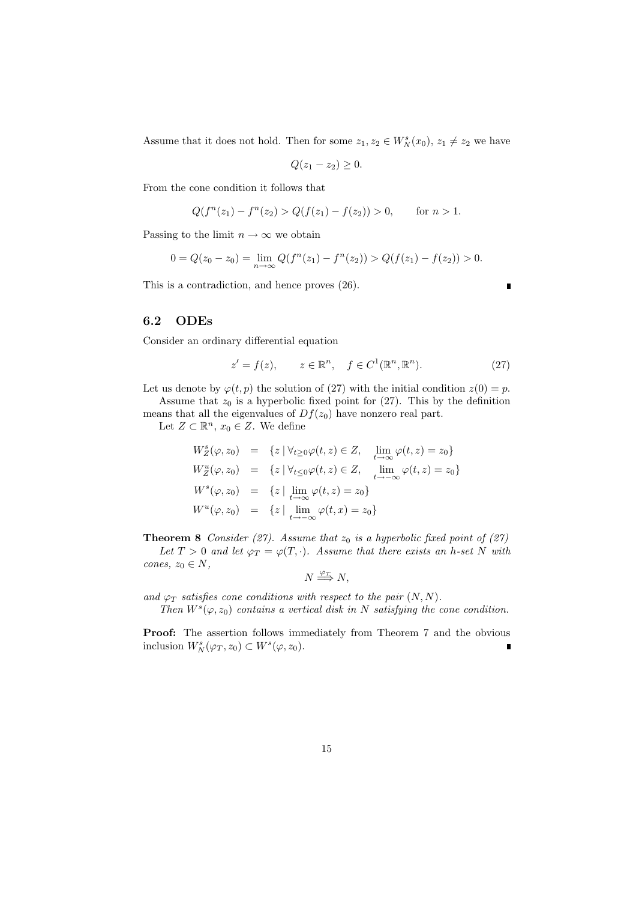Assume that it does not hold. Then for some $z_1, z_2 \in W^s_N(x_0)$, $z_1 \neq z_2$ we have

$$Q(z_1 - z_2) \geq 0.$$

From the cone condition it follows that

$$Q(f^n(z_1) - f^n(z_2) > Q(f(z_1) - f(z_2)) > 0, \qquad \text{for } n > 1.$$

Passing to the limit $n \to \infty$ we obtain

$$0 = Q(z_0 - z_0) = \lim_{n\to\infty} Q(f^n(z_1) - f^n(z_2)) > Q(f(z_1) - f(z_2)) > 0.$$

This is a contradiction, and hence proves (26). ∎

### 6.2 ODEs

Consider an ordinary differential equation

$$z' = f(z), \qquad z \in \mathbb{R}^n, \quad f \in C^1(\mathbb{R}^n, \mathbb{R}^n). \tag{27}$$

Let us denote by $\varphi(t,p)$ the solution of (27) with the initial condition $z(0) = p$.

Assume that $z_0$ is a hyperbolic fixed point for (27). This by the definition means that all the eigenvalues of $Df(z_0)$ have nonzero real part.

Let $Z \subset \mathbb{R}^n$, $x_0 \in Z$. We define

$$\begin{aligned}
W^s_Z(\varphi, z_0) &= \{z \mid \forall_{t \geq 0} \varphi(t,z) \in Z, \quad \lim_{t\to\infty} \varphi(t,z) = z_0\} \\
W^u_Z(\varphi, z_0) &= \{z \mid \forall_{t \leq 0} \varphi(t,z) \in Z, \quad \lim_{t\to-\infty} \varphi(t,z) = z_0\} \\
W^s(\varphi, z_0) &= \{z \mid \lim_{t\to\infty} \varphi(t,z) = z_0\} \\
W^u(\varphi, z_0) &= \{z \mid \lim_{t\to-\infty} \varphi(t,x) = z_0\}
\end{aligned}$$

**Theorem 8** *Consider (27). Assume that $z_0$ is a hyperbolic fixed point of (27)*

*Let $T > 0$ and let $\varphi_T = \varphi(T, \cdot)$. Assume that there exists an h-set $N$ with cones, $z_0 \in N$,*

$$N \stackrel{\varphi_T}{\Longrightarrow} N,$$

*and $\varphi_T$ satisfies cone conditions with respect to the pair $(N,N)$.*

*Then $W^s(\varphi, z_0)$ contains a vertical disk in $N$ satisfying the cone condition.*

**Proof:** The assertion follows immediately from Theorem 7 and the obvious inclusion $W^s_N(\varphi_T, z_0) \subset W^s(\varphi, z_0)$. ∎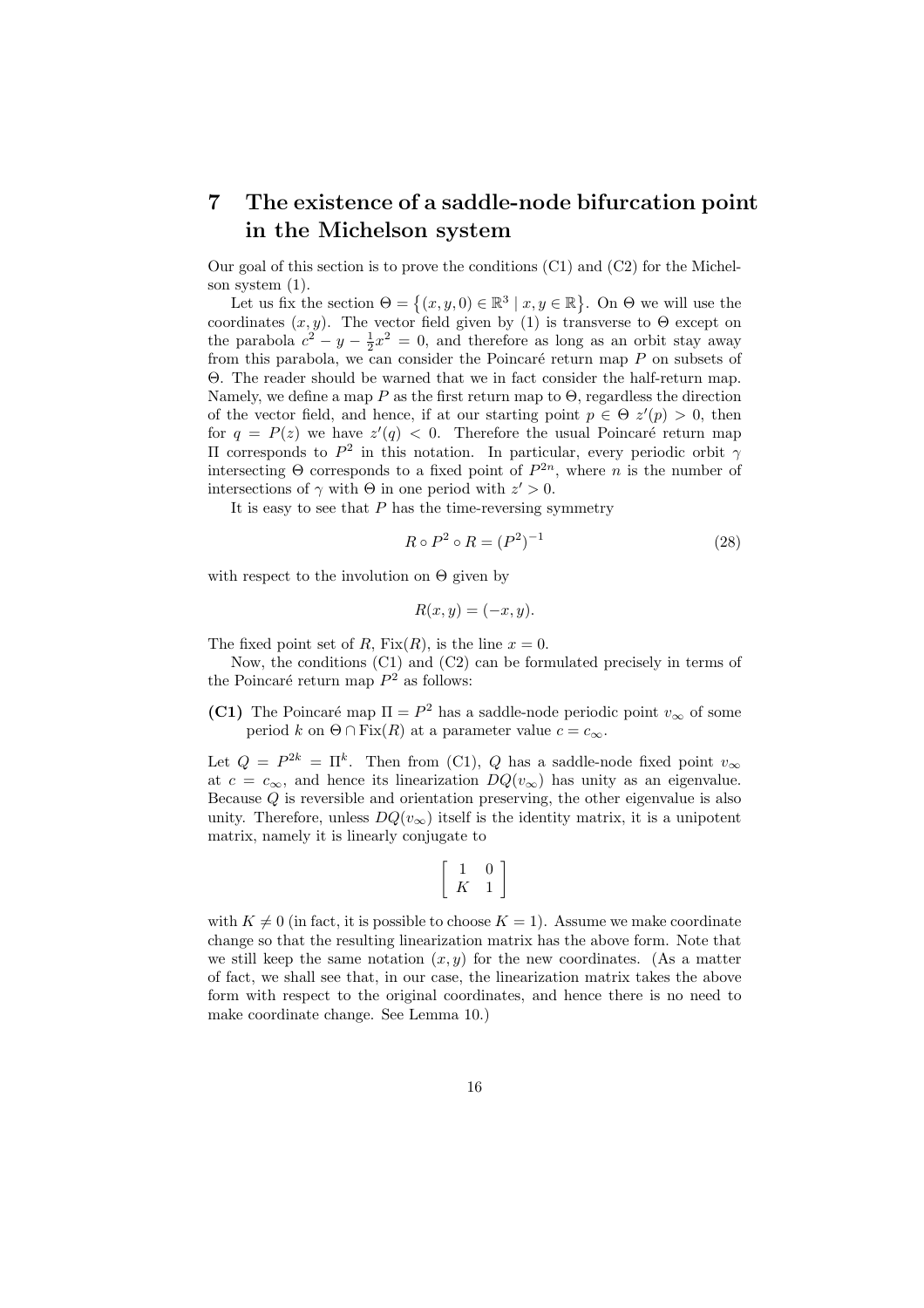# 7 The existence of a saddle-node bifurcation point in the Michelson system

Our goal of this section is to prove the conditions (C1) and (C2) for the Michelson system (1).

Let us fix the section $\Theta = \{(x, y, 0) \in \mathbb{R}^3 \mid x, y \in \mathbb{R}\}$. On $\Theta$ we will use the coordinates $(x, y)$. The vector field given by (1) is transverse to $\Theta$ except on the parabola $c^2 - y - \frac{1}{2}x^2 = 0$, and therefore as long as an orbit stay away from this parabola, we can consider the Poincaré return map $P$ on subsets of $\Theta$. The reader should be warned that we in fact consider the half-return map. Namely, we define a map $P$ as the first return map to $\Theta$, regardless the direction of the vector field, and hence, if at our starting point $p \in \Theta$ $z'(p) > 0$, then for $q = P(z)$ we have $z'(q) < 0$. Therefore the usual Poincaré return map $\Pi$ corresponds to $P^2$ in this notation. In particular, every periodic orbit $\gamma$ intersecting $\Theta$ corresponds to a fixed point of $P^{2n}$, where $n$ is the number of intersections of $\gamma$ with $\Theta$ in one period with $z' > 0$.

It is easy to see that $P$ has the time-reversing symmetry

$$R \circ P^2 \circ R = (P^2)^{-1} \tag{28}$$

with respect to the involution on $\Theta$ given by

$$R(x, y) = (-x, y).$$

The fixed point set of $R$, $\mathrm{Fix}(R)$, is the line $x = 0$.

Now, the conditions (C1) and (C2) can be formulated precisely in terms of the Poincaré return map $P^2$ as follows:

**(C1)** The Poincaré map $\Pi = P^2$ has a saddle-node periodic point $v_\infty$ of some period $k$ on $\Theta \cap \mathrm{Fix}(R)$ at a parameter value $c = c_\infty$.

Let $Q = P^{2k} = \Pi^k$. Then from (C1), $Q$ has a saddle-node fixed point $v_\infty$ at $c = c_\infty$, and hence its linearization $DQ(v_\infty)$ has unity as an eigenvalue. Because $Q$ is reversible and orientation preserving, the other eigenvalue is also unity. Therefore, unless $DQ(v_\infty)$ itself is the identity matrix, it is a unipotent matrix, namely it is linearly conjugate to

$$\begin{bmatrix} 1 & 0 \\ K & 1 \end{bmatrix}$$

with $K \neq 0$ (in fact, it is possible to choose $K = 1$). Assume we make coordinate change so that the resulting linearization matrix has the above form. Note that we still keep the same notation $(x, y)$ for the new coordinates. (As a matter of fact, we shall see that, in our case, the linearization matrix takes the above form with respect to the original coordinates, and hence there is no need to make coordinate change. See Lemma 10.)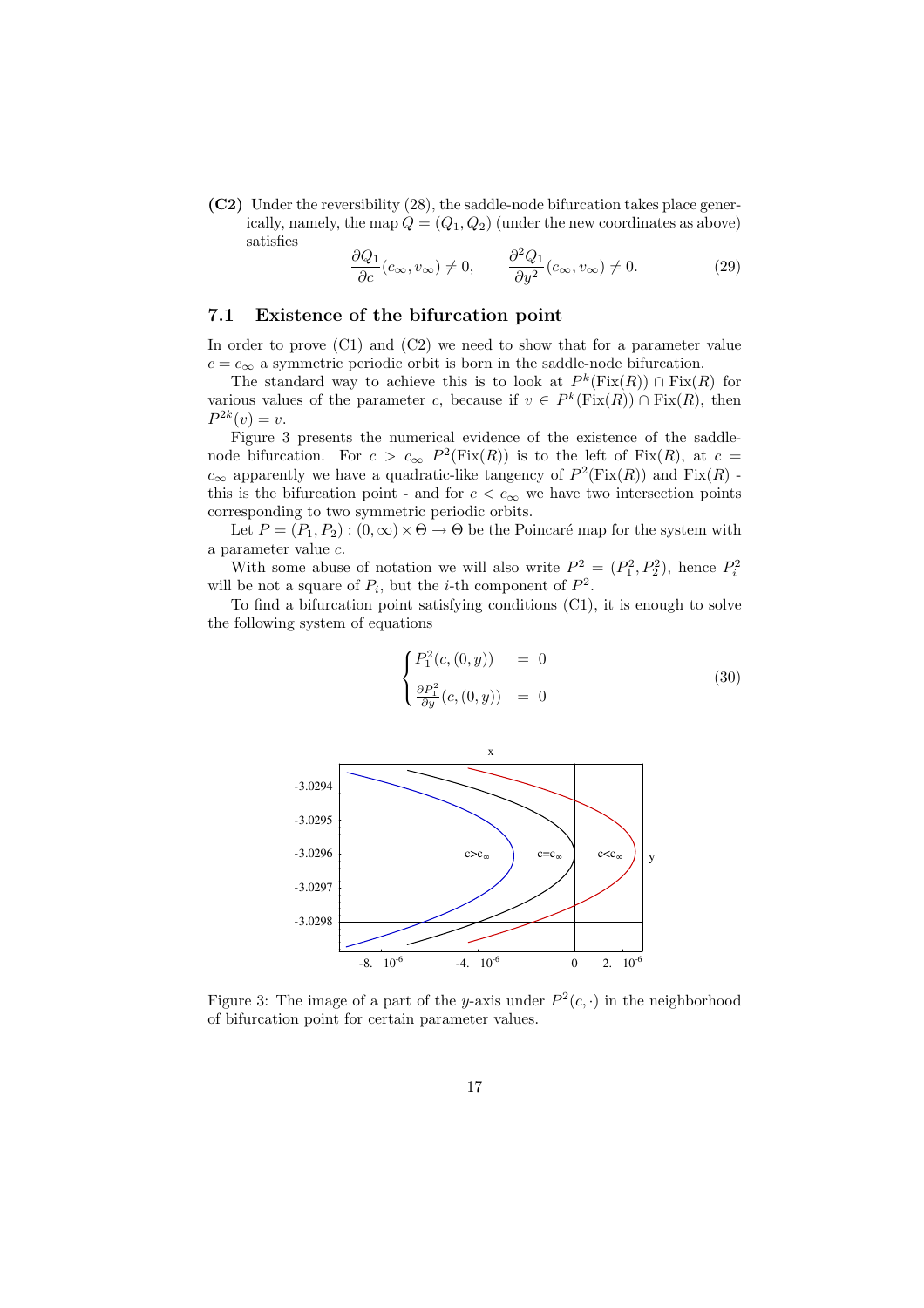**(C2)** Under the reversibility (28), the saddle-node bifurcation takes place generically, namely, the map $Q = (Q_1, Q_2)$ (under the new coordinates as above) satisfies

$$\frac{\partial Q_1}{\partial c}(c_\infty, v_\infty) \neq 0, \qquad \frac{\partial^2 Q_1}{\partial y^2}(c_\infty, v_\infty) \neq 0. \tag{29}$$

## 7.1 Existence of the bifurcation point

In order to prove (C1) and (C2) we need to show that for a parameter value $c = c_\infty$ a symmetric periodic orbit is born in the saddle-node bifurcation.

The standard way to achieve this is to look at $P^k(\mathrm{Fix}(R)) \cap \mathrm{Fix}(R)$ for various values of the parameter $c$, because if $v \in P^k(\mathrm{Fix}(R)) \cap \mathrm{Fix}(R)$, then $P^{2k}(v) = v$.

Figure 3 presents the numerical evidence of the existence of the saddle-node bifurcation. For $c > c_\infty$ $P^2(\mathrm{Fix}(R))$ is to the left of $\mathrm{Fix}(R)$, at $c = c_\infty$ apparently we have a quadratic-like tangency of $P^2(\mathrm{Fix}(R))$ and $\mathrm{Fix}(R)$ - this is the bifurcation point - and for $c < c_\infty$ we have two intersection points corresponding to two symmetric periodic orbits.

Let $P = (P_1, P_2) : (0, \infty) \times \Theta \to \Theta$ be the Poincaré map for the system with a parameter value $c$.

With some abuse of notation we will also write $P^2 = (P_1^2, P_2^2)$, hence $P_i^2$ will be not a square of $P_i$, but the $i$-th component of $P^2$.

To find a bifurcation point satisfying conditions (C1), it is enough to solve the following system of equations

$$\begin{cases} P_1^2(c, (0, y)) & = 0 \\ \frac{\partial P_1^2}{\partial y}(c, (0, y)) & = 0 \end{cases} \tag{30}$$

Figure 3: The image of a part of the $y$-axis under $P^2(c, \cdot)$ in the neighborhood of bifurcation point for certain parameter values.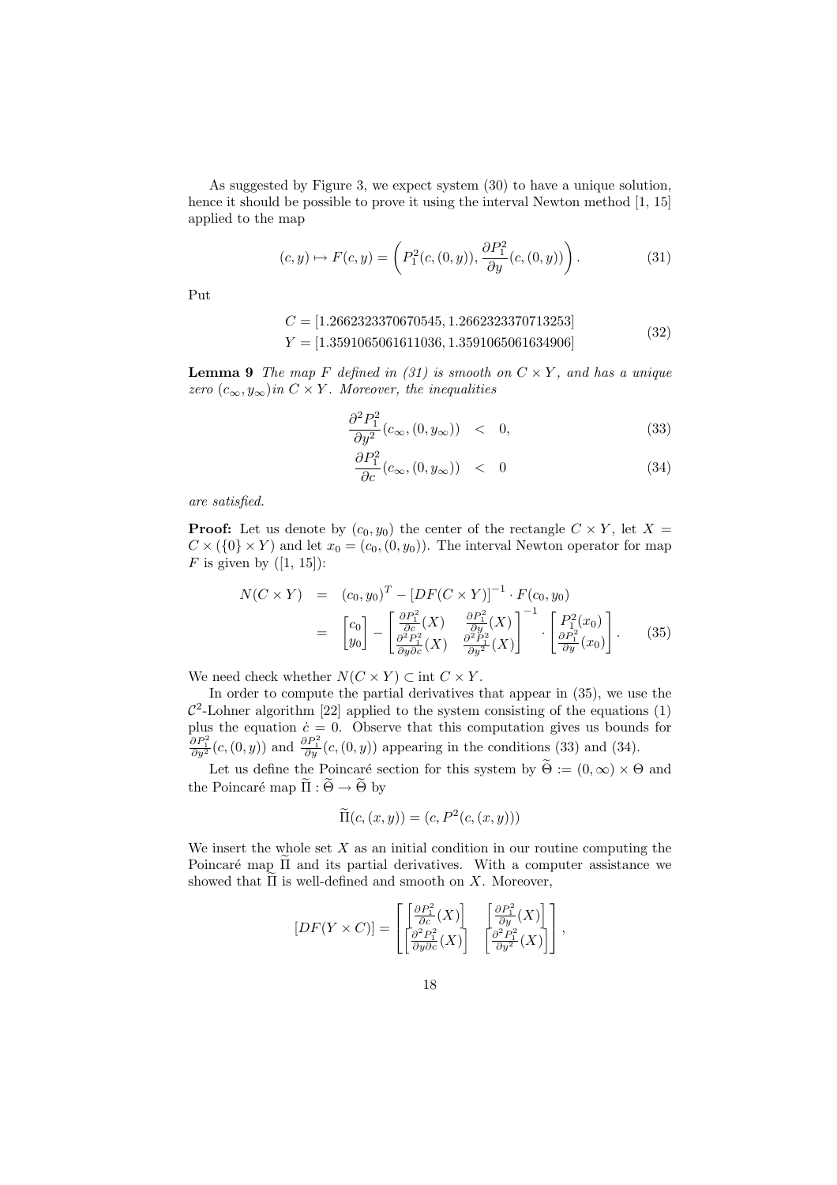As suggested by Figure 3, we expect system (30) to have a unique solution, hence it should be possible to prove it using the interval Newton method [1, 15] applied to the map

$$
(c, y) \mapsto F(c, y) = \left( P_1^2(c, (0, y)), \frac{\partial P_1^2}{\partial y}(c, (0, y)) \right). \tag{31}
$$

Put

$$
\begin{aligned}
C &= [1.2662323370670545, 1.2662323370713253] \\
Y &= [1.3591065061611036, 1.3591065061634906]
\end{aligned} \tag{32}
$$

**Lemma 9** *The map $F$ defined in (31) is smooth on $C \times Y$, and has a unique zero $(c_\infty, y_\infty)$in $C \times Y$. Moreover, the inequalities*

$$
\frac{\partial^2 P_1^2}{\partial y^2}(c_\infty, (0, y_\infty)) \quad < \quad 0, \tag{33}
$$

$$
\frac{\partial P_1^2}{\partial c}(c_\infty, (0, y_\infty)) \quad < \quad 0 \tag{34}
$$

*are satisfied.*

**Proof:** Let us denote by $(c_0, y_0)$ the center of the rectangle $C \times Y$, let $X = C \times (\{0\} \times Y)$ and let $x_0 = (c_0, (0, y_0))$. The interval Newton operator for map $F$ is given by ([1, 15]):

$$
\begin{aligned}
N(C \times Y) &= (c_0, y_0)^T - [DF(C \times Y)]^{-1} \cdot F(c_0, y_0) \\
&= \begin{bmatrix} c_0 \\ y_0 \end{bmatrix} - \begin{bmatrix} \frac{\partial P_1^2}{\partial c}(X) & \frac{\partial P_1^2}{\partial y}(X) \\ \frac{\partial^2 P_1^2}{\partial y \partial c}(X) & \frac{\partial^2 P_1^2}{\partial y^2}(X) \end{bmatrix}^{-1} \cdot \begin{bmatrix} P_1^2(x_0) \\ \frac{\partial P_1^2}{\partial y}(x_0) \end{bmatrix}.
\end{aligned} \tag{35}
$$

We need check whether $N(C \times Y) \subset \operatorname{int} C \times Y$.

In order to compute the partial derivatives that appear in (35), we use the $\mathcal{C}^2$-Lohner algorithm [22] applied to the system consisting of the equations (1) plus the equation $\dot{c} = 0$. Observe that this computation gives us bounds for $\frac{\partial P_1^2}{\partial y^2}(c, (0, y))$ and $\frac{\partial P_1^2}{\partial y}(c, (0, y))$ appearing in the conditions (33) and (34).

Let us define the Poincaré section for this system by $\widetilde{\Theta} := (0, \infty) \times \Theta$ and the Poincaré map $\widetilde{\Pi} : \widetilde{\Theta} \to \widetilde{\Theta}$ by

$$
\widetilde{\Pi}(c, (x, y)) = (c, P^2(c, (x, y)))
$$

We insert the whole set $X$ as an initial condition in our routine computing the Poincaré map $\widetilde{\Pi}$ and its partial derivatives. With a computer assistance we showed that $\widetilde{\Pi}$ is well-defined and smooth on $X$. Moreover,

$$
[DF(Y \times C)] = \begin{bmatrix} \left[ \frac{\partial P_1^2}{\partial c}(X) \right] & \left[ \frac{\partial P_1^2}{\partial y}(X) \right] \\ \left[ \frac{\partial^2 P_1^2}{\partial y \partial c}(X) \right] & \left[ \frac{\partial^2 P_1^2}{\partial y^2}(X) \right] \end{bmatrix},
$$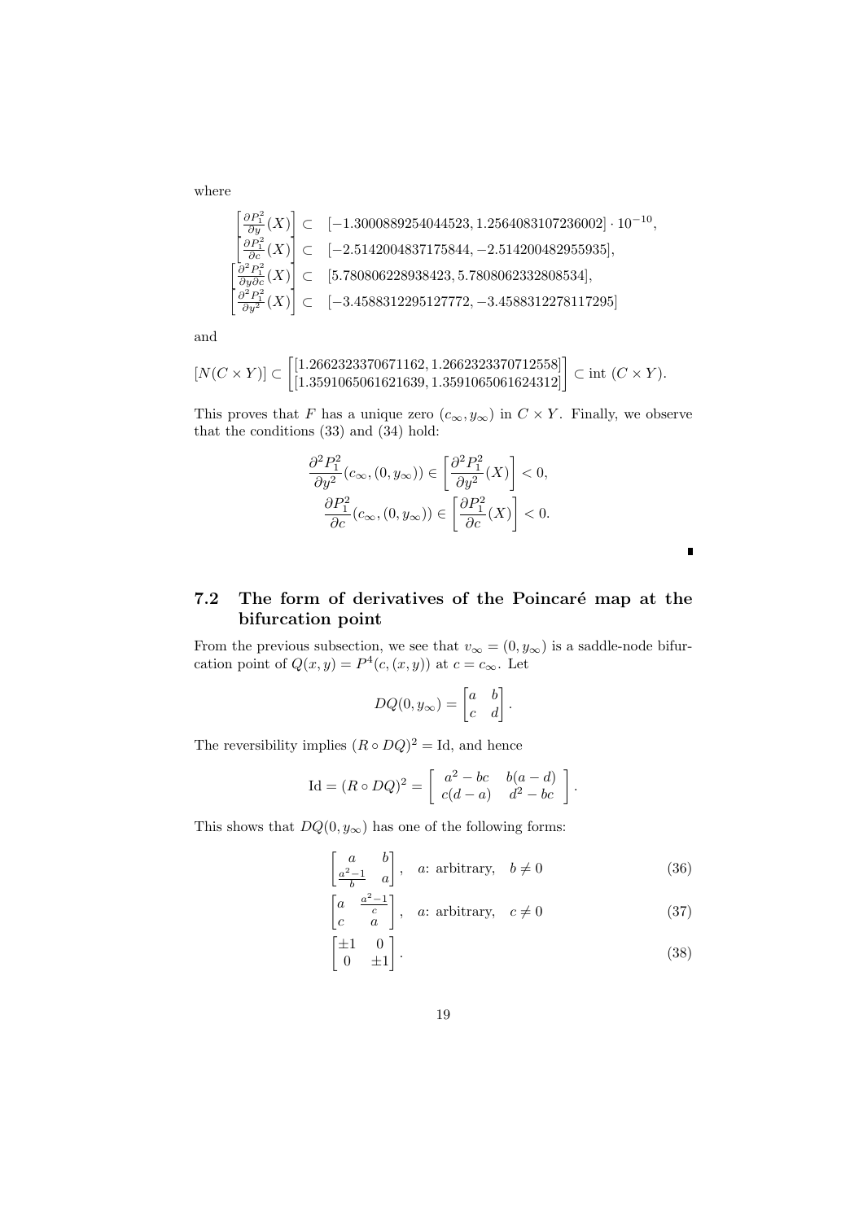where

$$
\begin{aligned}
\left[\frac{\partial P_1^2}{\partial y}(X)\right] &\subset \quad [-1.3000889254044523, 1.2564083107236002] \cdot 10^{-10}, \\
\left[\frac{\partial P_1^2}{\partial c}(X)\right] &\subset \quad [-2.5142004837175844, -2.514200482955935], \\
\left[\frac{\partial^2 P_1^2}{\partial y \partial c}(X)\right] &\subset \quad [5.780806228938423, 5.7808062332808534], \\
\left[\frac{\partial^2 P_1^2}{\partial y^2}(X)\right] &\subset \quad [-3.4588312295127772, -3.4588312278117295]
\end{aligned}
$$

and

$$
[N(C \times Y)] \subset \begin{bmatrix} [1.2662323370671162, 1.2662323370712558] \\ [1.3591065061621639, 1.3591065061624312] \end{bmatrix} \subset \text{int } (C \times Y).
$$

This proves that $F$ has a unique zero $(c_\infty, y_\infty)$ in $C \times Y$. Finally, we observe that the conditions (33) and (34) hold:

$$
\begin{aligned}
\frac{\partial^2 P_1^2}{\partial y^2}(c_\infty, (0, y_\infty)) &\in \left[\frac{\partial^2 P_1^2}{\partial y^2}(X)\right] < 0, \\
\frac{\partial P_1^2}{\partial c}(c_\infty, (0, y_\infty)) &\in \left[\frac{\partial P_1^2}{\partial c}(X)\right] < 0.
\end{aligned}
$$

∎

## 7.2 The form of derivatives of the Poincaré map at the bifurcation point

From the previous subsection, we see that $v_\infty = (0, y_\infty)$ is a saddle-node bifurcation point of $Q(x, y) = P^4(c, (x, y))$ at $c = c_\infty$. Let

$$
DQ(0, y_\infty) = \begin{bmatrix} a & b \\ c & d \end{bmatrix}.
$$

The reversibility implies $(R \circ DQ)^2 = \text{Id}$, and hence

$$
\text{Id} = (R \circ DQ)^2 = \begin{bmatrix} a^2 - bc & b(a-d) \\ c(d-a) & d^2 - bc \end{bmatrix}.
$$

This shows that $DQ(0, y_\infty)$ has one of the following forms:

$$
\begin{bmatrix} a & b \\ \frac{a^2-1}{b} & a \end{bmatrix}, \quad a\text{: arbitrary}, \quad b \neq 0 \tag{36}
$$

$$
\begin{bmatrix} a & \frac{a^2-1}{c} \\ c & a \end{bmatrix}, \quad a\text{: arbitrary}, \quad c \neq 0 \tag{37}
$$

$$
\begin{bmatrix} \pm 1 & 0 \\ 0 & \pm 1 \end{bmatrix}. \tag{38}
$$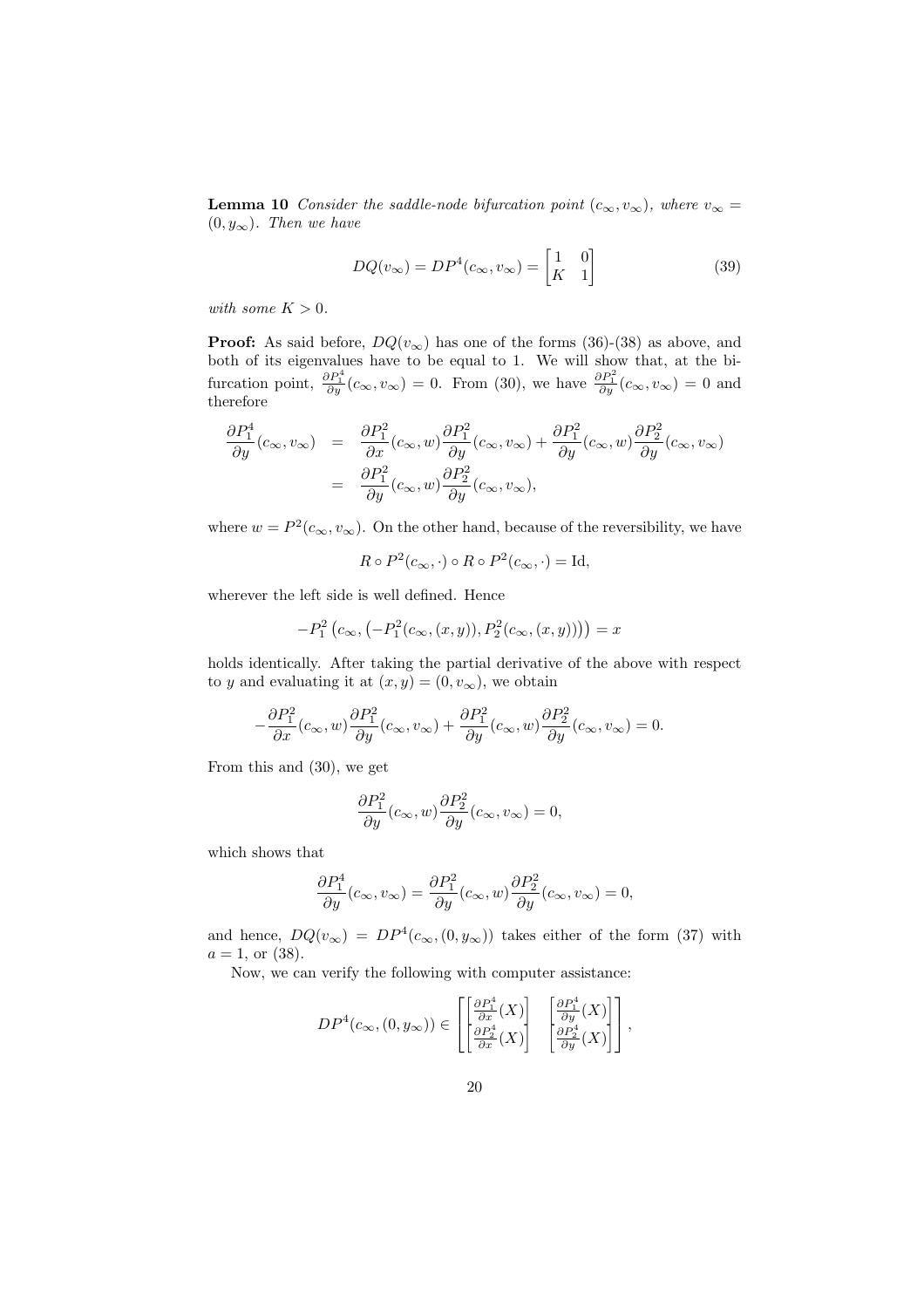**Lemma 10** *Consider the saddle-node bifurcation point $(c_\infty, v_\infty)$, where $v_\infty = (0, y_\infty)$. Then we have*

$$DQ(v_\infty) = DP^4(c_\infty, v_\infty) = \begin{bmatrix} 1 & 0 \\ K & 1 \end{bmatrix} \tag{39}$$

*with some $K > 0$.*

**Proof:** As said before, $DQ(v_\infty)$ has one of the forms (36)-(38) as above, and both of its eigenvalues have to be equal to 1. We will show that, at the bifurcation point, $\frac{\partial P_1^4}{\partial y}(c_\infty, v_\infty) = 0$. From (30), we have $\frac{\partial P_1^2}{\partial y}(c_\infty, v_\infty) = 0$ and therefore

$$\begin{aligned}
\frac{\partial P_1^4}{\partial y}(c_\infty, v_\infty) &= \frac{\partial P_1^2}{\partial x}(c_\infty, w)\frac{\partial P_1^2}{\partial y}(c_\infty, v_\infty) + \frac{\partial P_1^2}{\partial y}(c_\infty, w)\frac{\partial P_2^2}{\partial y}(c_\infty, v_\infty) \\
&= \frac{\partial P_1^2}{\partial y}(c_\infty, w)\frac{\partial P_2^2}{\partial y}(c_\infty, v_\infty),
\end{aligned}$$

where $w = P^2(c_\infty, v_\infty)$. On the other hand, because of the reversibility, we have

$$R \circ P^2(c_\infty, \cdot) \circ R \circ P^2(c_\infty, \cdot) = \mathrm{Id},$$

wherever the left side is well defined. Hence

$$-P_1^2\left(c_\infty, \left(-P_1^2(c_\infty, (x, y)), P_2^2(c_\infty, (x, y))\right)\right) = x$$

holds identically. After taking the partial derivative of the above with respect to $y$ and evaluating it at $(x, y) = (0, v_\infty)$, we obtain

$$-\frac{\partial P_1^2}{\partial x}(c_\infty, w)\frac{\partial P_1^2}{\partial y}(c_\infty, v_\infty) + \frac{\partial P_1^2}{\partial y}(c_\infty, w)\frac{\partial P_2^2}{\partial y}(c_\infty, v_\infty) = 0.$$

From this and (30), we get

$$\frac{\partial P_1^2}{\partial y}(c_\infty, w)\frac{\partial P_2^2}{\partial y}(c_\infty, v_\infty) = 0,$$

which shows that

$$\frac{\partial P_1^4}{\partial y}(c_\infty, v_\infty) = \frac{\partial P_1^2}{\partial y}(c_\infty, w)\frac{\partial P_2^2}{\partial y}(c_\infty, v_\infty) = 0,$$

and hence, $DQ(v_\infty) = DP^4(c_\infty, (0, y_\infty))$ takes either of the form (37) with $a = 1$, or (38).

Now, we can verify the following with computer assistance:

$$DP^4(c_\infty, (0, y_\infty)) \in \begin{bmatrix} \left[\frac{\partial P_1^4}{\partial x}(X)\right] & \left[\frac{\partial P_1^4}{\partial y}(X)\right] \\ \left[\frac{\partial P_2^4}{\partial x}(X)\right] & \left[\frac{\partial P_2^4}{\partial y}(X)\right] \end{bmatrix},$$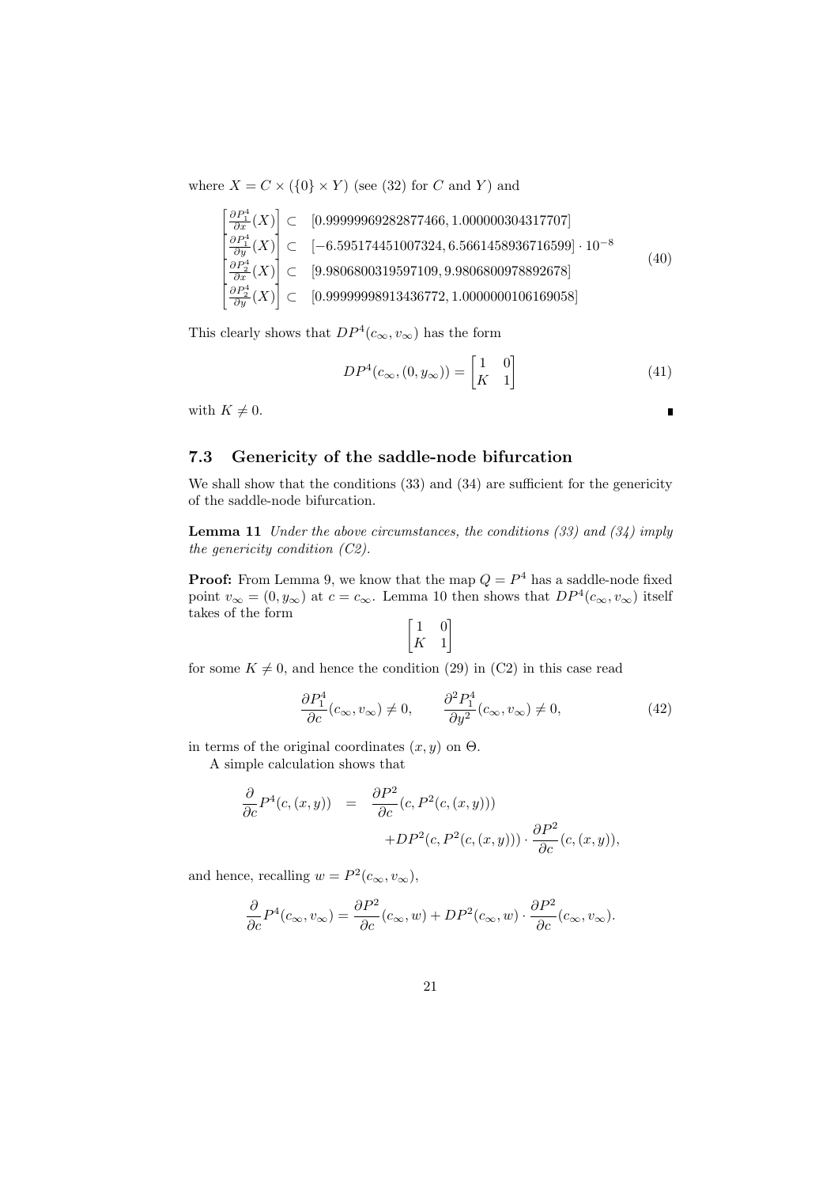where $X = C \times (\{0\} \times Y)$ (see (32) for $C$ and $Y$) and

$$
\begin{aligned}
\left[\frac{\partial P_1^4}{\partial x}(X)\right] &\subset [0.99999969282877466, 1.000000304317707] \\
\left[\frac{\partial P_1^4}{\partial y}(X)\right] &\subset [-6.595174451007324, 6.5661458936716599] \cdot 10^{-8} \\
\left[\frac{\partial P_2^4}{\partial x}(X)\right] &\subset [9.9806800319597109, 9.9806800978892678] \\
\left[\frac{\partial P_2^4}{\partial y}(X)\right] &\subset [0.99999998913436772, 1.0000000106169058]
\end{aligned}
\tag{40}
$$

This clearly shows that $DP^4(c_\infty, v_\infty)$ has the form

$$
DP^4(c_\infty, (0, y_\infty)) = \begin{bmatrix} 1 & 0 \\ K & 1 \end{bmatrix} \tag{41}
$$

with $K \neq 0$. ∎

### 7.3 Genericity of the saddle-node bifurcation

We shall show that the conditions (33) and (34) are sufficient for the genericity of the saddle-node bifurcation.

**Lemma 11** *Under the above circumstances, the conditions (33) and (34) imply the genericity condition (C2).*

**Proof:** From Lemma 9, we know that the map $Q = P^4$ has a saddle-node fixed point $v_\infty = (0, y_\infty)$ at $c = c_\infty$. Lemma 10 then shows that $DP^4(c_\infty, v_\infty)$ itself takes of the form

$$
\begin{bmatrix} 1 & 0 \\ K & 1 \end{bmatrix}
$$

for some $K \neq 0$, and hence the condition (29) in (C2) in this case read

$$
\frac{\partial P_1^4}{\partial c}(c_\infty, v_\infty) \neq 0, \qquad \frac{\partial^2 P_1^4}{\partial y^2}(c_\infty, v_\infty) \neq 0, \tag{42}
$$

in terms of the original coordinates $(x, y)$ on $\Theta$.

A simple calculation shows that

$$
\begin{aligned}
\frac{\partial}{\partial c} P^4(c, (x, y)) &= \frac{\partial P^2}{\partial c}(c, P^2(c, (x, y))) \\
&\quad + DP^2(c, P^2(c, (x, y))) \cdot \frac{\partial P^2}{\partial c}(c, (x, y)),
\end{aligned}
$$

and hence, recalling $w = P^2(c_\infty, v_\infty)$,

$$
\frac{\partial}{\partial c} P^4(c_\infty, v_\infty) = \frac{\partial P^2}{\partial c}(c_\infty, w) + DP^2(c_\infty, w) \cdot \frac{\partial P^2}{\partial c}(c_\infty, v_\infty).
$$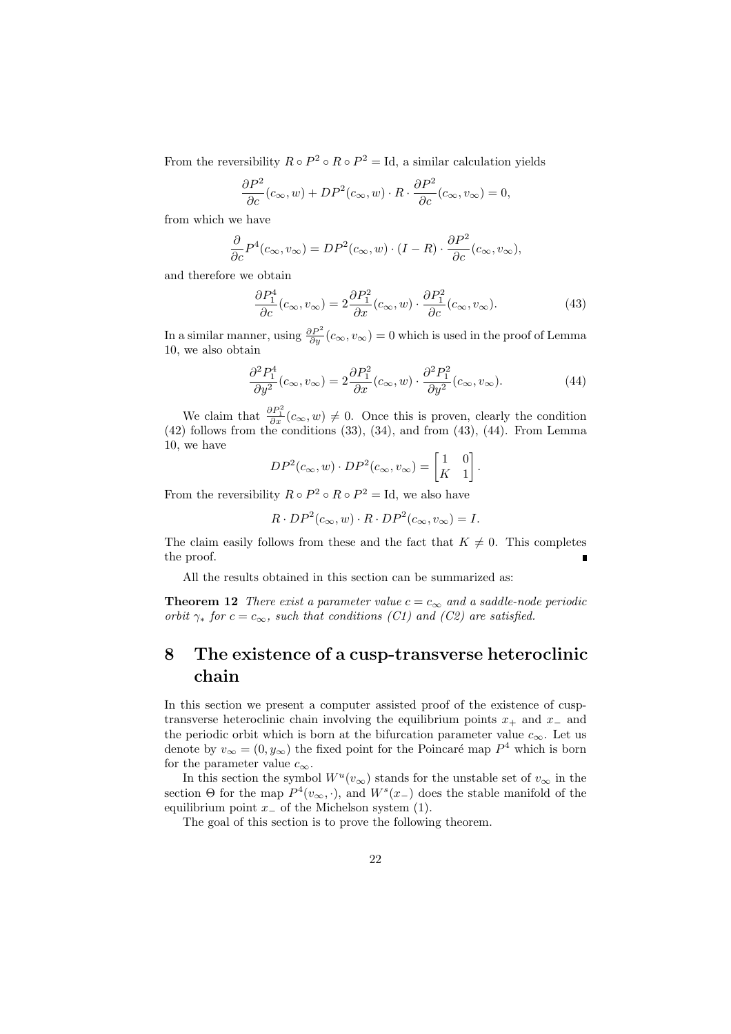From the reversibility $R \circ P^2 \circ R \circ P^2 = \mathrm{Id}$, a similar calculation yields

$$\frac{\partial P^2}{\partial c}(c_\infty, w) + DP^2(c_\infty, w) \cdot R \cdot \frac{\partial P^2}{\partial c}(c_\infty, v_\infty) = 0,$$

from which we have

$$\frac{\partial}{\partial c} P^4(c_\infty, v_\infty) = DP^2(c_\infty, w) \cdot (I - R) \cdot \frac{\partial P^2}{\partial c}(c_\infty, v_\infty),$$

and therefore we obtain

$$\frac{\partial P_1^4}{\partial c}(c_\infty, v_\infty) = 2 \frac{\partial P_1^2}{\partial x}(c_\infty, w) \cdot \frac{\partial P_1^2}{\partial c}(c_\infty, v_\infty). \tag{43}$$

In a similar manner, using $\frac{\partial P^2}{\partial y}(c_\infty, v_\infty) = 0$ which is used in the proof of Lemma 10, we also obtain

$$\frac{\partial^2 P_1^4}{\partial y^2}(c_\infty, v_\infty) = 2 \frac{\partial P_1^2}{\partial x}(c_\infty, w) \cdot \frac{\partial^2 P_1^2}{\partial y^2}(c_\infty, v_\infty). \tag{44}$$

We claim that $\frac{\partial P_1^2}{\partial x}(c_\infty, w) \neq 0$. Once this is proven, clearly the condition (42) follows from the conditions (33), (34), and from (43), (44). From Lemma 10, we have

$$DP^2(c_\infty, w) \cdot DP^2(c_\infty, v_\infty) = \begin{bmatrix} 1 & 0 \\ K & 1 \end{bmatrix}.$$

From the reversibility $R \circ P^2 \circ R \circ P^2 = \mathrm{Id}$, we also have

$$R \cdot DP^2(c_\infty, w) \cdot R \cdot DP^2(c_\infty, v_\infty) = I.$$

The claim easily follows from these and the fact that $K \neq 0$. This completes the proof. ∎

All the results obtained in this section can be summarized as:

**Theorem 12** *There exist a parameter value $c = c_\infty$ and a saddle-node periodic orbit $\gamma_*$ for $c = c_\infty$, such that conditions (C1) and (C2) are satisfied.*

# 8 The existence of a cusp-transverse heteroclinic chain

In this section we present a computer assisted proof of the existence of cusp-transverse heteroclinic chain involving the equilibrium points $x_+$ and $x_-$ and the periodic orbit which is born at the bifurcation parameter value $c_\infty$. Let us denote by $v_\infty = (0, y_\infty)$ the fixed point for the Poincaré map $P^4$ which is born for the parameter value $c_\infty$.

In this section the symbol $W^u(v_\infty)$ stands for the unstable set of $v_\infty$ in the section $\Theta$ for the map $P^4(v_\infty, \cdot)$, and $W^s(x_-)$ does the stable manifold of the equilibrium point $x_-$ of the Michelson system (1).

The goal of this section is to prove the following theorem.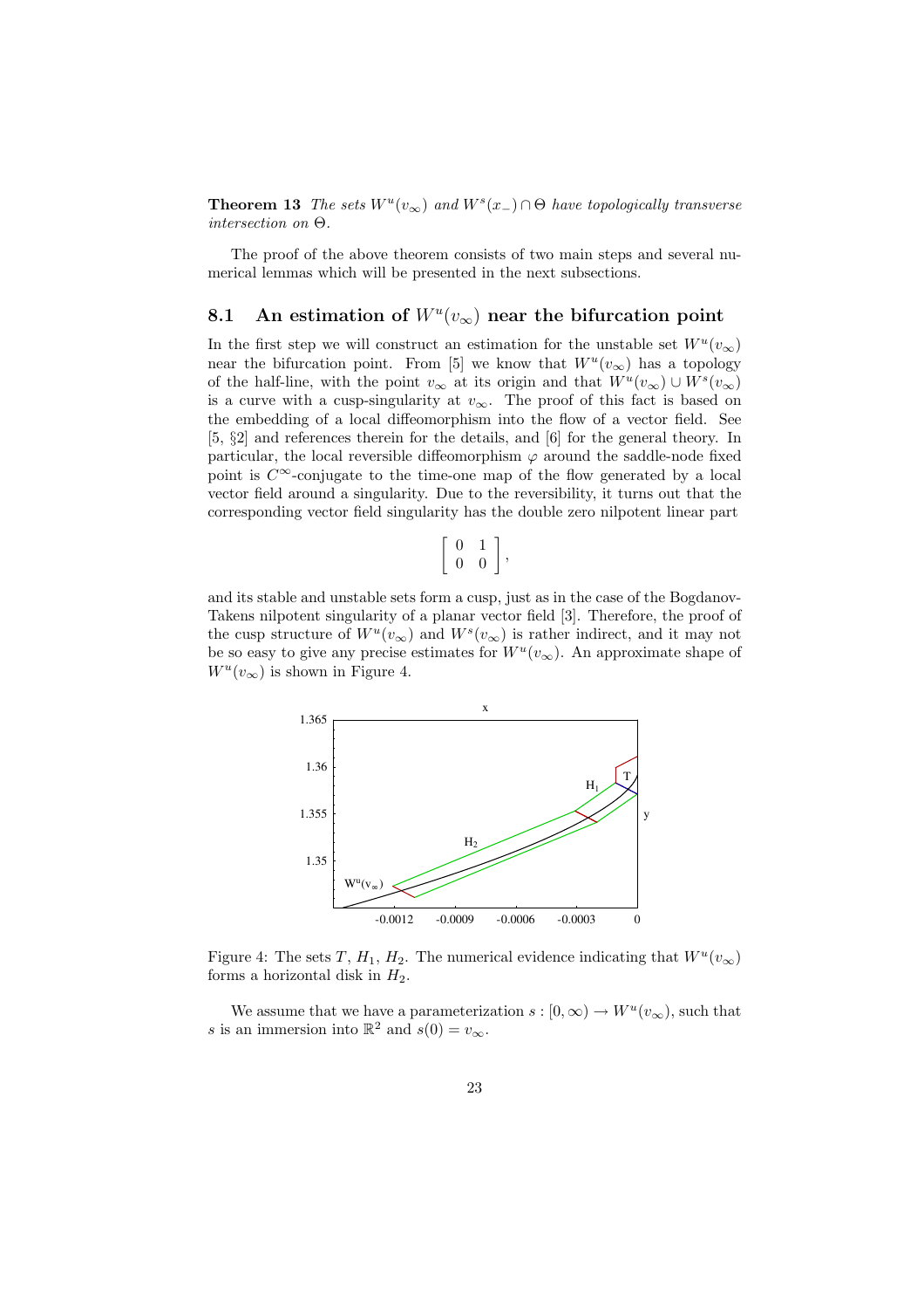**Theorem 13** *The sets $W^u(v_\infty)$ and $W^s(x_-) \cap \Theta$ have topologically transverse intersection on $\Theta$.*

The proof of the above theorem consists of two main steps and several numerical lemmas which will be presented in the next subsections.

## 8.1 An estimation of $W^u(v_\infty)$ near the bifurcation point

In the first step we will construct an estimation for the unstable set $W^u(v_\infty)$ near the bifurcation point. From [5] we know that $W^u(v_\infty)$ has a topology of the half-line, with the point $v_\infty$ at its origin and that $W^u(v_\infty) \cup W^s(v_\infty)$ is a curve with a cusp-singularity at $v_\infty$. The proof of this fact is based on the embedding of a local diffeomorphism into the flow of a vector field. See [5, §2] and references therein for the details, and [6] for the general theory. In particular, the local reversible diffeomorphism $\varphi$ around the saddle-node fixed point is $C^\infty$-conjugate to the time-one map of the flow generated by a local vector field around a singularity. Due to the reversibility, it turns out that the corresponding vector field singularity has the double zero nilpotent linear part

$$\left[ \begin{array}{cc} 0 & 1 \\ 0 & 0 \end{array} \right],$$

and its stable and unstable sets form a cusp, just as in the case of the Bogdanov-Takens nilpotent singularity of a planar vector field [3]. Therefore, the proof of the cusp structure of $W^u(v_\infty)$ and $W^s(v_\infty)$ is rather indirect, and it may not be so easy to give any precise estimates for $W^u(v_\infty)$. An approximate shape of $W^u(v_\infty)$ is shown in Figure 4.

Figure 4: The sets $T$, $H_1$, $H_2$. The numerical evidence indicating that $W^u(v_\infty)$ forms a horizontal disk in $H_2$.

We assume that we have a parameterization $s : [0, \infty) \to W^u(v_\infty)$, such that $s$ is an immersion into $\mathbb{R}^2$ and $s(0) = v_\infty$.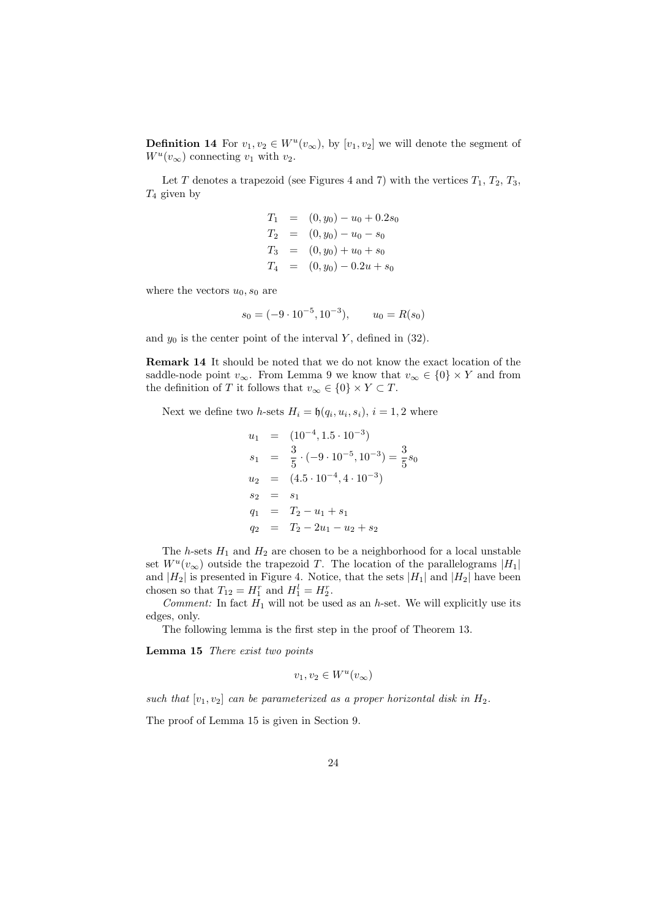**Definition 14** For $v_1, v_2 \in W^u(v_\infty)$, by $[v_1, v_2]$ we will denote the segment of $W^u(v_\infty)$ connecting $v_1$ with $v_2$.

Let $T$ denotes a trapezoid (see Figures 4 and 7) with the vertices $T_1$, $T_2$, $T_3$, $T_4$ given by

$$
\begin{aligned}
T_1 &= (0, y_0) - u_0 + 0.2 s_0 \\
T_2 &= (0, y_0) - u_0 - s_0 \\
T_3 &= (0, y_0) + u_0 + s_0 \\
T_4 &= (0, y_0) - 0.2u + s_0
\end{aligned}
$$

where the vectors $u_0, s_0$ are

$$
s_0 = (-9 \cdot 10^{-5}, 10^{-3}), \qquad u_0 = R(s_0)
$$

and $y_0$ is the center point of the interval $Y$, defined in (32).

**Remark 14** It should be noted that we do not know the exact location of the saddle-node point $v_\infty$. From Lemma 9 we know that $v_\infty \in \{0\} \times Y$ and from the definition of $T$ it follows that $v_\infty \in \{0\} \times Y \subset T$.

Next we define two $h$-sets $H_i = \mathfrak{h}(q_i, u_i, s_i)$, $i = 1, 2$ where

$$
\begin{aligned}
u_1 &= (10^{-4}, 1.5 \cdot 10^{-3}) \\
s_1 &= \frac{3}{5} \cdot (-9 \cdot 10^{-5}, 10^{-3}) = \frac{3}{5} s_0 \\
u_2 &= (4.5 \cdot 10^{-4}, 4 \cdot 10^{-3}) \\
s_2 &= s_1 \\
q_1 &= T_2 - u_1 + s_1 \\
q_2 &= T_2 - 2u_1 - u_2 + s_2
\end{aligned}
$$

The $h$-sets $H_1$ and $H_2$ are chosen to be a neighborhood for a local unstable set $W^u(v_\infty)$ outside the trapezoid $T$. The location of the parallelograms $|H_1|$ and $|H_2|$ is presented in Figure 4. Notice, that the sets $|H_1|$ and $|H_2|$ have been chosen so that $T_{12} = H_1^r$ and $H_1^l = H_2^r$.

*Comment:* In fact $H_1$ will not be used as an $h$-set. We will explicitly use its edges, only.

The following lemma is the first step in the proof of Theorem 13.

**Lemma 15** *There exist two points*

$$
v_1, v_2 \in W^u(v_\infty)
$$

*such that* $[v_1, v_2]$ *can be parameterized as a proper horizontal disk in* $H_2$.

The proof of Lemma 15 is given in Section 9.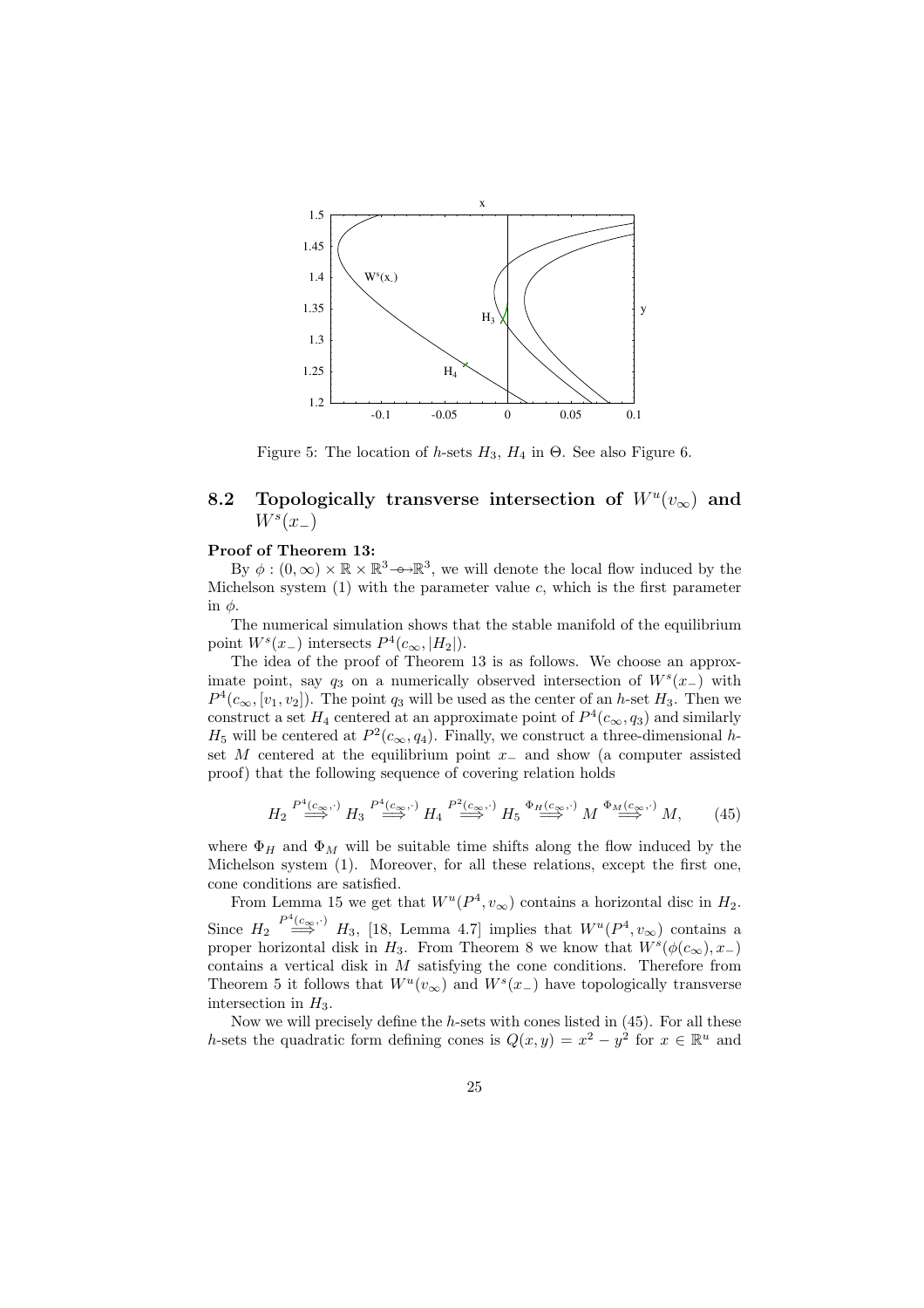Figure 5: The location of $h$-sets $H_3$, $H_4$ in $\Theta$. See also Figure 6.

## 8.2 Topologically transverse intersection of $W^u(v_\infty)$ and $W^s(x_-)$

**Proof of Theorem 13:**

By $\phi : (0,\infty) \times \mathbb{R} \times \mathbb{R}^3 \nrightarrow \mathbb{R}^3$, we will denote the local flow induced by the Michelson system (1) with the parameter value $c$, which is the first parameter in $\phi$.

The numerical simulation shows that the stable manifold of the equilibrium point $W^s(x_-)$ intersects $P^4(c_\infty, |H_2|)$.

The idea of the proof of Theorem 13 is as follows. We choose an approximate point, say $q_3$ on a numerically observed intersection of $W^s(x_-)$ with $P^4(c_\infty, [v_1, v_2])$. The point $q_3$ will be used as the center of an $h$-set $H_3$. Then we construct a set $H_4$ centered at an approximate point of $P^4(c_\infty, q_3)$ and similarly $H_5$ will be centered at $P^2(c_\infty, q_4)$. Finally, we construct a three-dimensional $h$-set $M$ centered at the equilibrium point $x_-$ and show (a computer assisted proof) that the following sequence of covering relation holds

$$H_2 \overset{P^4(c_\infty,\cdot)}{\Longrightarrow} H_3 \overset{P^4(c_\infty,\cdot)}{\Longrightarrow} H_4 \overset{P^2(c_\infty,\cdot)}{\Longrightarrow} H_5 \overset{\Phi_H(c_\infty,\cdot)}{\Longrightarrow} M \overset{\Phi_M(c_\infty,\cdot)}{\Longrightarrow} M, \tag{45}$$

where $\Phi_H$ and $\Phi_M$ will be suitable time shifts along the flow induced by the Michelson system (1). Moreover, for all these relations, except the first one, cone conditions are satisfied.

From Lemma 15 we get that $W^u(P^4, v_\infty)$ contains a horizontal disc in $H_2$. Since $H_2 \overset{P^4(c_\infty,\cdot)}{\Longrightarrow} H_3$, [18, Lemma 4.7] implies that $W^u(P^4, v_\infty)$ contains a proper horizontal disk in $H_3$. From Theorem 8 we know that $W^s(\phi(c_\infty), x_-)$ contains a vertical disk in $M$ satisfying the cone conditions. Therefore from Theorem 5 it follows that $W^u(v_\infty)$ and $W^s(x_-)$ have topologically transverse intersection in $H_3$.

Now we will precisely define the $h$-sets with cones listed in (45). For all these $h$-sets the quadratic form defining cones is $Q(x, y) = x^2 - y^2$ for $x \in \mathbb{R}^u$ and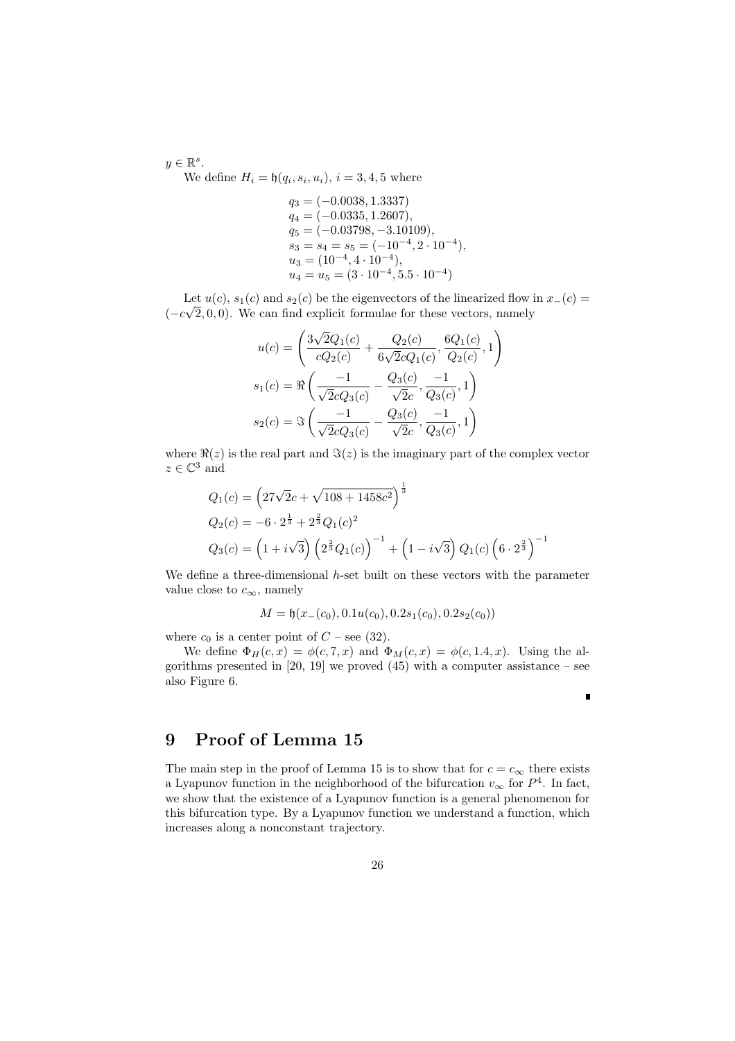$y \in \mathbb{R}^s$.

We define $H_i = \mathfrak{h}(q_i, s_i, u_i)$, $i = 3, 4, 5$ where

$$
\begin{aligned}
q_3 &= (-0.0038, 1.3337) \\
q_4 &= (-0.0335, 1.2607), \\
q_5 &= (-0.03798, -3.10109), \\
s_3 &= s_4 = s_5 = (-10^{-4}, 2 \cdot 10^{-4}), \\
u_3 &= (10^{-4}, 4 \cdot 10^{-4}), \\
u_4 &= u_5 = (3 \cdot 10^{-4}, 5.5 \cdot 10^{-4})
\end{aligned}
$$

Let $u(c)$, $s_1(c)$ and $s_2(c)$ be the eigenvectors of the linearized flow in $x_-(c) = (-c\sqrt{2}, 0, 0)$. We can find explicit formulae for these vectors, namely

$$
\begin{aligned}
u(c) &= \left( \frac{3\sqrt{2}Q_1(c)}{cQ_2(c)} + \frac{Q_2(c)}{6\sqrt{2}cQ_1(c)}, \frac{6Q_1(c)}{Q_2(c)}, 1 \right) \\
s_1(c) &= \Re \left( \frac{-1}{\sqrt{2}cQ_3(c)} - \frac{Q_3(c)}{\sqrt{2}c}, \frac{-1}{Q_3(c)}, 1 \right) \\
s_2(c) &= \Im \left( \frac{-1}{\sqrt{2}cQ_3(c)} - \frac{Q_3(c)}{\sqrt{2}c}, \frac{-1}{Q_3(c)}, 1 \right)
\end{aligned}
$$

where $\Re(z)$ is the real part and $\Im(z)$ is the imaginary part of the complex vector $z \in \mathbb{C}^3$ and

$$
\begin{aligned}
Q_1(c) &= \left( 27\sqrt{2}c + \sqrt{108 + 1458c^2} \right)^{\frac{1}{3}} \\
Q_2(c) &= -6 \cdot 2^{\frac{1}{3}} + 2^{\frac{2}{3}} Q_1(c)^2 \\
Q_3(c) &= \left( 1 + i\sqrt{3} \right) \left( 2^{\frac{2}{3}} Q_1(c) \right)^{-1} + \left( 1 - i\sqrt{3} \right) Q_1(c) \left( 6 \cdot 2^{\frac{2}{3}} \right)^{-1}
\end{aligned}
$$

We define a three-dimensional $h$-set built on these vectors with the parameter value close to $c_\infty$, namely

$$
M = \mathfrak{h}(x_-(c_0), 0.1u(c_0), 0.2s_1(c_0), 0.2s_2(c_0))
$$

where $c_0$ is a center point of $C$ – see (32).

We define $\Phi_H(c, x) = \phi(c, 7, x)$ and $\Phi_M(c, x) = \phi(c, 1.4, x)$. Using the algorithms presented in [20, 19] we proved (45) with a computer assistance – see also Figure 6.

∎

# 9 Proof of Lemma 15

The main step in the proof of Lemma 15 is to show that for $c = c_\infty$ there exists a Lyapunov function in the neighborhood of the bifurcation $v_\infty$ for $P^4$. In fact, we show that the existence of a Lyapunov function is a general phenomenon for this bifurcation type. By a Lyapunov function we understand a function, which increases along a nonconstant trajectory.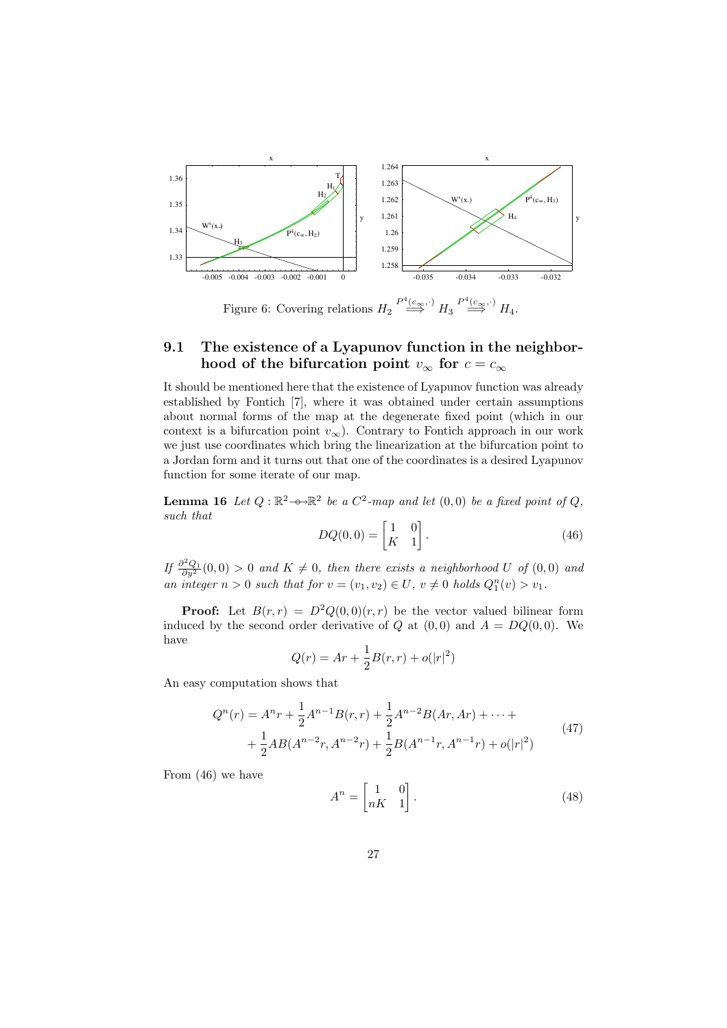Figure 6: Covering relations $H_2 \overset{P^4(c_\infty,\cdot)}{\Longrightarrow} H_3 \overset{P^4(c_\infty,\cdot)}{\Longrightarrow} H_4$.

## 9.1 The existence of a Lyapunov function in the neighborhood of the bifurcation point $v_\infty$ for $c = c_\infty$

It should be mentioned here that the existence of Lyapunov function was already established by Fontich [7], where it was obtained under certain assumptions about normal forms of the map at the degenerate fixed point (which in our context is a bifurcation point $v_\infty$). Contrary to Fontich approach in our work we just use coordinates which bring the linearization at the bifurcation point to a Jordan form and it turns out that one of the coordinates is a desired Lyapunov function for some iterate of our map.

**Lemma 16** *Let $Q : \mathbb{R}^2 \dashrightarrow \mathbb{R}^2$ be a $C^2$-map and let $(0,0)$ be a fixed point of $Q$, such that*

$$DQ(0,0) = \begin{bmatrix} 1 & 0 \\ K & 1 \end{bmatrix}. \tag{46}$$

*If $\frac{\partial^2 Q_1}{\partial y^2}(0,0) > 0$ and $K \neq 0$, then there exists a neighborhood $U$ of $(0,0)$ and an integer $n > 0$ such that for $v = (v_1, v_2) \in U$, $v \neq 0$ holds $Q_1^n(v) > v_1$.*

**Proof:** Let $B(r,r) = D^2Q(0,0)(r,r)$ be the vector valued bilinear form induced by the second order derivative of $Q$ at $(0,0)$ and $A = DQ(0,0)$. We have

$$Q(r) = Ar + \frac{1}{2}B(r,r) + o(|r|^2)$$

An easy computation shows that

$$\begin{aligned} Q^n(r) = A^n r + \frac{1}{2}A^{n-1}B(r,r) + \frac{1}{2}A^{n-2}B(Ar,Ar) + \cdots + \\ + \frac{1}{2}AB(A^{n-2}r, A^{n-2}r) + \frac{1}{2}B(A^{n-1}r, A^{n-1}r) + o(|r|^2) \end{aligned} \tag{47}$$

From (46) we have

$$A^n = \begin{bmatrix} 1 & 0 \\ nK & 1 \end{bmatrix}. \tag{48}$$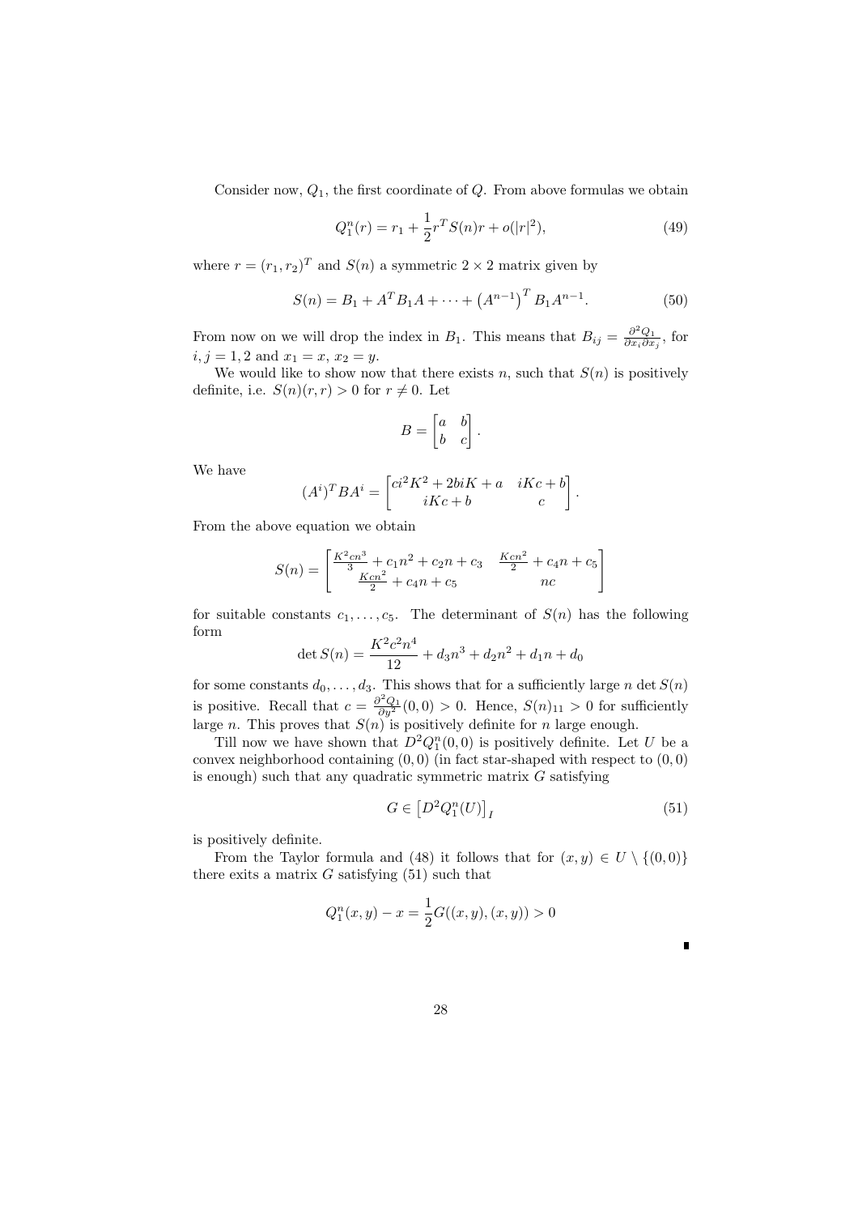Consider now, $Q_1$, the first coordinate of $Q$. From above formulas we obtain

$$Q_1^n(r) = r_1 + \frac{1}{2} r^T S(n) r + o(|r|^2), \tag{49}$$

where $r = (r_1, r_2)^T$ and $S(n)$ a symmetric $2 \times 2$ matrix given by

$$S(n) = B_1 + A^T B_1 A + \cdots + \left(A^{n-1}\right)^T B_1 A^{n-1}. \tag{50}$$

From now on we will drop the index in $B_1$. This means that $B_{ij} = \frac{\partial^2 Q_1}{\partial x_i \partial x_j}$, for $i, j = 1, 2$ and $x_1 = x$, $x_2 = y$.

We would like to show now that there exists $n$, such that $S(n)$ is positively definite, i.e. $S(n)(r, r) > 0$ for $r \neq 0$. Let

$$B = \begin{bmatrix} a & b \\ b & c \end{bmatrix}.$$

We have

$$(A^i)^T B A^i = \begin{bmatrix} ci^2K^2 + 2biK + a & iKc + b \\ iKc + b & c \end{bmatrix}.$$

From the above equation we obtain

$$S(n) = \begin{bmatrix} \frac{K^2cn^3}{3} + c_1n^2 + c_2n + c_3 & \frac{Kcn^2}{2} + c_4n + c_5 \\ \frac{Kcn^2}{2} + c_4n + c_5 & nc \end{bmatrix}$$

for suitable constants $c_1, \ldots, c_5$. The determinant of $S(n)$ has the following form

$$\det S(n) = \frac{K^2c^2n^4}{12} + d_3n^3 + d_2n^2 + d_1n + d_0$$

for some constants $d_0, \ldots, d_3$. This shows that for a sufficiently large $n$ $\det S(n)$ is positive. Recall that $c = \frac{\partial^2 Q_1}{\partial y^2}(0, 0) > 0$. Hence, $S(n)_{11} > 0$ for sufficiently large $n$. This proves that $S(n)$ is positively definite for $n$ large enough.

Till now we have shown that $D^2 Q_1^n(0, 0)$ is positively definite. Let $U$ be a convex neighborhood containing $(0, 0)$ (in fact star-shaped with respect to $(0, 0)$ is enough) such that any quadratic symmetric matrix $G$ satisfying

$$G \in \left[D^2 Q_1^n(U)\right]_I \tag{51}$$

is positively definite.

From the Taylor formula and (48) it follows that for $(x, y) \in U \setminus \{(0, 0)\}$ there exits a matrix $G$ satisfying (51) such that

$$Q_1^n(x, y) - x = \frac{1}{2} G((x, y), (x, y)) > 0$$

∎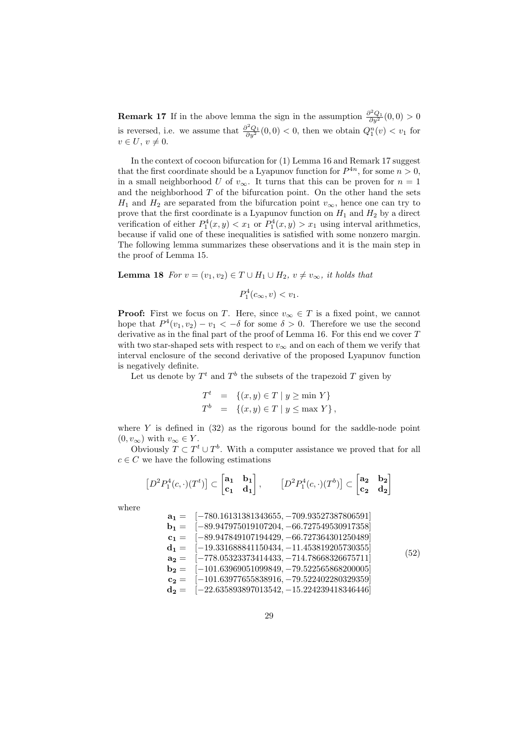**Remark 17** If in the above lemma the sign in the assumption $\frac{\partial^2 Q_1}{\partial y^2}(0,0) > 0$ is reversed, i.e. we assume that $\frac{\partial^2 Q_1}{\partial y^2}(0,0) < 0$, then we obtain $Q_1^n(v) < v_1$ for $v \in U$, $v \neq 0$.

In the context of cocoon bifurcation for (1) Lemma 16 and Remark 17 suggest that the first coordinate should be a Lyapunov function for $P^{4n}$, for some $n > 0$, in a small neighborhood $U$ of $v_\infty$. It turns that this can be proven for $n = 1$ and the neighborhood $T$ of the bifurcation point. On the other hand the sets $H_1$ and $H_2$ are separated from the bifurcation point $v_\infty$, hence one can try to prove that the first coordinate is a Lyapunov function on $H_1$ and $H_2$ by a direct verification of either $P_1^4(x,y) < x_1$ or $P_1^4(x,y) > x_1$ using interval arithmetics, because if valid one of these inequalities is satisfied with some nonzero margin. The following lemma summarizes these observations and it is the main step in the proof of Lemma 15.

**Lemma 18** *For $v = (v_1, v_2) \in T \cup H_1 \cup H_2$, $v \neq v_\infty$, it holds that*

$$P_1^4(c_\infty, v) < v_1.$$

**Proof:** First we focus on $T$. Here, since $v_\infty \in T$ is a fixed point, we cannot hope that $P^4(v_1, v_2) - v_1 < -\delta$ for some $\delta > 0$. Therefore we use the second derivative as in the final part of the proof of Lemma 16. For this end we cover $T$ with two star-shaped sets with respect to $v_\infty$ and on each of them we verify that interval enclosure of the second derivative of the proposed Lyapunov function is negatively definite.

Let us denote by $T^t$ and $T^b$ the subsets of the trapezoid $T$ given by

$$\begin{aligned} T^t &= \{(x,y) \in T \mid y \geq \min Y\} \\ T^b &= \{(x,y) \in T \mid y \leq \max Y\}, \end{aligned}$$

where $Y$ is defined in (32) as the rigorous bound for the saddle-node point $(0, v_\infty)$ with $v_\infty \in Y$.

Obviously $T \subset T^t \cup T^b$. With a computer assistance we proved that for all $c \in C$ we have the following estimations

$$\left[D^2 P_1^4(c,\cdot)(T^t)\right] \subset \begin{bmatrix} \mathbf{a_1} & \mathbf{b_1} \\ \mathbf{c_1} & \mathbf{d_1} \end{bmatrix}, \qquad \left[D^2 P_1^4(c,\cdot)(T^b)\right] \subset \begin{bmatrix} \mathbf{a_2} & \mathbf{b_2} \\ \mathbf{c_2} & \mathbf{d_2} \end{bmatrix}$$

where

$$\begin{aligned} \mathbf{a_1} = &\quad [-780.16131381343655, -709.93527387806591] \\ \mathbf{b_1} = &\quad [-89.947975019107204, -66.727549530917358] \\ \mathbf{c_1} = &\quad [-89.947849107194429, -66.727364301250489] \\ \mathbf{d_1} = &\quad [-19.331688841150434, -11.453819205730355] \\ \mathbf{a_2} = &\quad [-778.05323373414433, -714.78668326675711] \\ \mathbf{b_2} = &\quad [-101.63969051099849, -79.522565868200005] \\ \mathbf{c_2} = &\quad [-101.63977655838916, -79.522402280329359] \\ \mathbf{d_2} = &\quad [-22.635893897013542, -15.224239418346446] \end{aligned} \tag{52}$$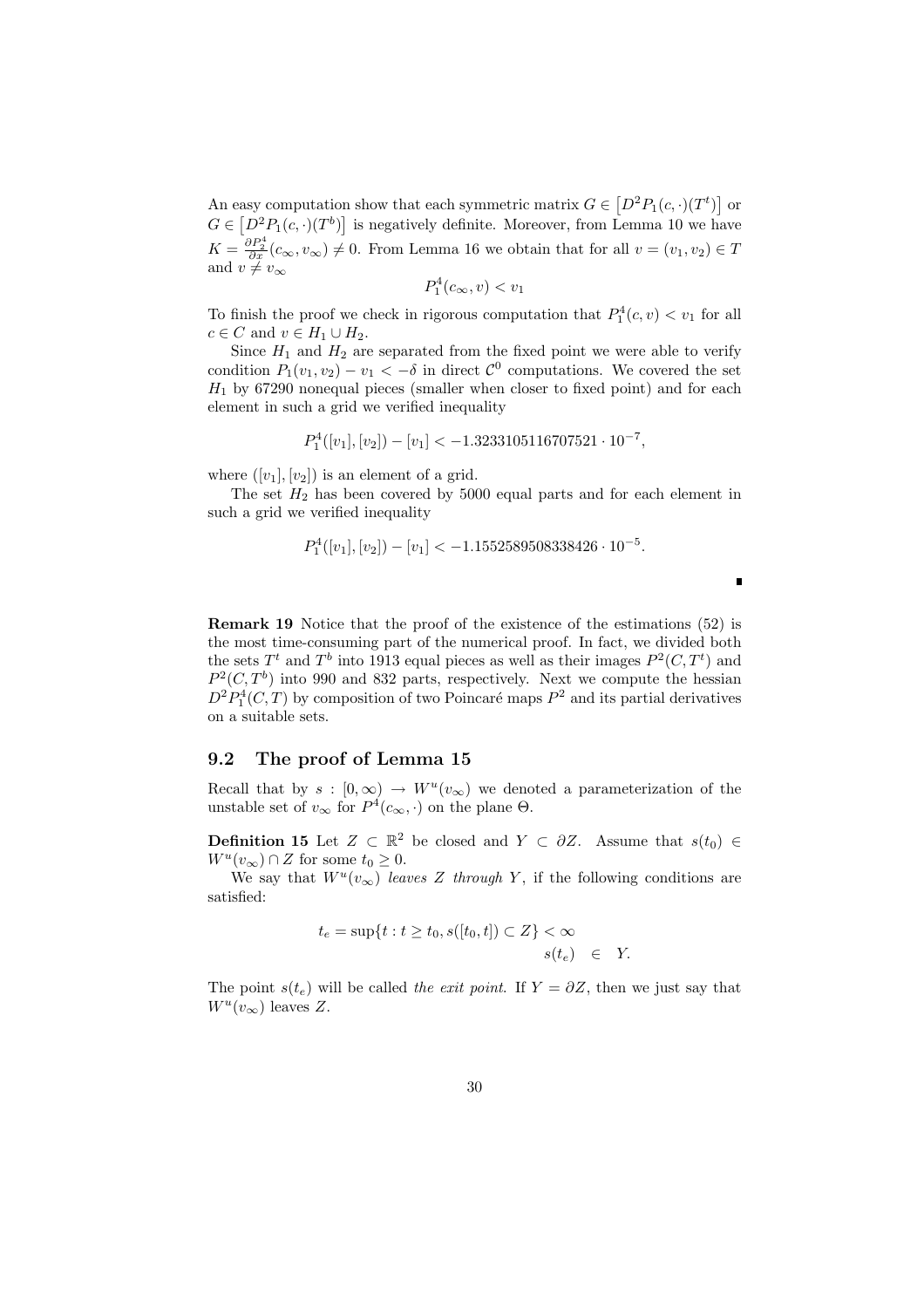An easy computation show that each symmetric matrix $G \in \left[D^2 P_1(c,\cdot)(T^t)\right]$ or $G \in \left[D^2 P_1(c,\cdot)(T^b)\right]$ is negatively definite. Moreover, from Lemma 10 we have $K = \frac{\partial P_2^4}{\partial x}(c_\infty, v_\infty) \neq 0$. From Lemma 16 we obtain that for all $v = (v_1, v_2) \in T$ and $v \neq v_\infty$

$$P_1^4(c_\infty, v) < v_1$$

To finish the proof we check in rigorous computation that $P_1^4(c, v) < v_1$ for all $c \in C$ and $v \in H_1 \cup H_2$.

Since $H_1$ and $H_2$ are separated from the fixed point we were able to verify condition $P_1(v_1, v_2) - v_1 < -\delta$ in direct $\mathcal{C}^0$ computations. We covered the set $H_1$ by 67290 nonequal pieces (smaller when closer to fixed point) and for each element in such a grid we verified inequality

$$P_1^4([v_1],[v_2]) - [v_1] < -1.3233105116707521 \cdot 10^{-7},$$

where $([v_1],[v_2])$ is an element of a grid.

The set $H_2$ has been covered by 5000 equal parts and for each element in such a grid we verified inequality

$$P_1^4([v_1],[v_2]) - [v_1] < -1.1552589508338426 \cdot 10^{-5}.$$

∎

**Remark 19** Notice that the proof of the existence of the estimations (52) is the most time-consuming part of the numerical proof. In fact, we divided both the sets $T^t$ and $T^b$ into 1913 equal pieces as well as their images $P^2(C, T^t)$ and $P^2(C, T^b)$ into 990 and 832 parts, respectively. Next we compute the hessian $D^2 P_1^4(C, T)$ by composition of two Poincaré maps $P^2$ and its partial derivatives on a suitable sets.

## 9.2 The proof of Lemma 15

Recall that by $s : [0, \infty) \to W^u(v_\infty)$ we denoted a parameterization of the unstable set of $v_\infty$ for $P^4(c_\infty, \cdot)$ on the plane $\Theta$.

**Definition 15** Let $Z \subset \mathbb{R}^2$ be closed and $Y \subset \partial Z$. Assume that $s(t_0) \in W^u(v_\infty) \cap Z$ for some $t_0 \geq 0$.

We say that $W^u(v_\infty)$ *leaves* $Z$ *through* $Y$, if the following conditions are satisfied:

$$t_e = \sup\{t : t \geq t_0, s([t_0, t]) \subset Z\} < \infty$$
$$s(t_e) \in Y.$$

The point $s(t_e)$ will be called *the exit point*. If $Y = \partial Z$, then we just say that $W^u(v_\infty)$ leaves $Z$.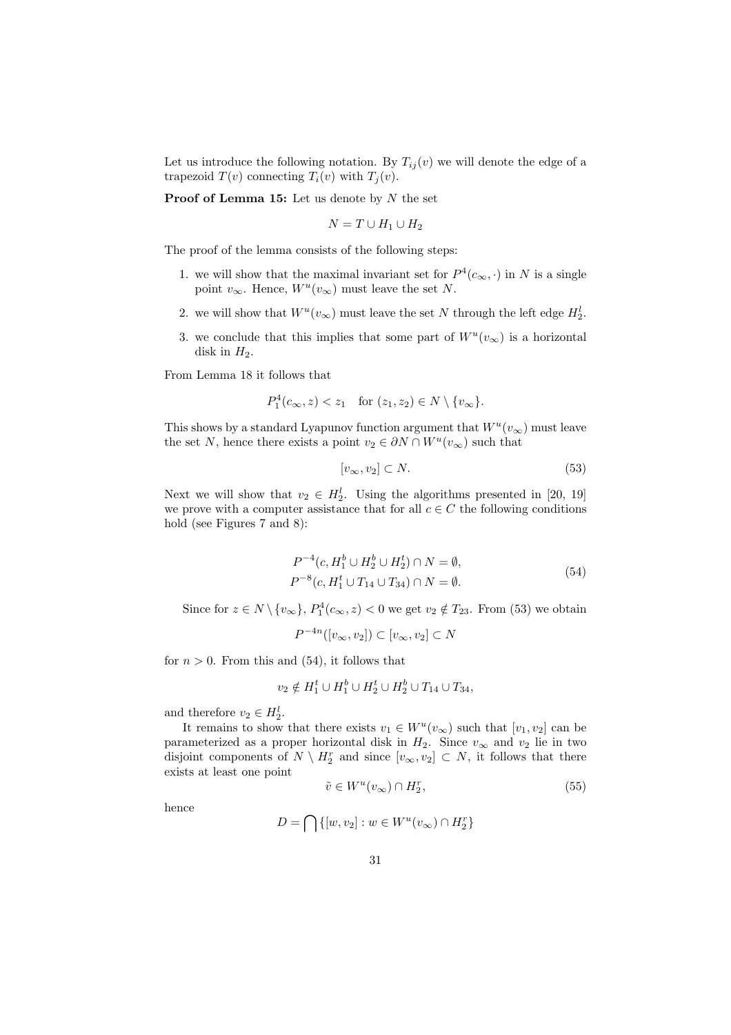Let us introduce the following notation. By $T_{ij}(v)$ we will denote the edge of a trapezoid $T(v)$ connecting $T_i(v)$ with $T_j(v)$.

**Proof of Lemma 15:** Let us denote by $N$ the set

$$N = T \cup H_1 \cup H_2$$

The proof of the lemma consists of the following steps:

1. we will show that the maximal invariant set for $P^4(c_\infty, \cdot)$ in $N$ is a single point $v_\infty$. Hence, $W^u(v_\infty)$ must leave the set $N$.
2. we will show that $W^u(v_\infty)$ must leave the set $N$ through the left edge $H_2^l$.
3. we conclude that this implies that some part of $W^u(v_\infty)$ is a horizontal disk in $H_2$.

From Lemma 18 it follows that

$$P_1^4(c_\infty, z) < z_1 \quad \text{for } (z_1, z_2) \in N \setminus \{v_\infty\}.$$

This shows by a standard Lyapunov function argument that $W^u(v_\infty)$ must leave the set $N$, hence there exists a point $v_2 \in \partial N \cap W^u(v_\infty)$ such that

$$[v_\infty, v_2] \subset N. \tag{53}$$

Next we will show that $v_2 \in H_2^l$. Using the algorithms presented in [20, 19] we prove with a computer assistance that for all $c \in C$ the following conditions hold (see Figures 7 and 8):

$$\begin{aligned} P^{-4}(c, H_1^b \cup H_2^b \cup H_2^t) \cap N = \emptyset, \\ P^{-8}(c, H_1^t \cup T_{14} \cup T_{34}) \cap N = \emptyset. \end{aligned} \tag{54}$$

Since for $z \in N \setminus \{v_\infty\}$, $P_1^4(c_\infty, z) < 0$ we get $v_2 \notin T_{23}$. From (53) we obtain

$$P^{-4n}([v_\infty, v_2]) \subset [v_\infty, v_2] \subset N$$

for $n > 0$. From this and (54), it follows that

$$v_2 \notin H_1^t \cup H_1^b \cup H_2^t \cup H_2^b \cup T_{14} \cup T_{34},$$

and therefore $v_2 \in H_2^l$.

It remains to show that there exists $v_1 \in W^u(v_\infty)$ such that $[v_1, v_2]$ can be parameterized as a proper horizontal disk in $H_2$. Since $v_\infty$ and $v_2$ lie in two disjoint components of $N \setminus H_2^r$ and since $[v_\infty, v_2] \subset N$, it follows that there exists at least one point

$$\tilde{v} \in W^u(v_\infty) \cap H_2^r, \tag{55}$$

hence

$$D = \bigcap \{[w, v_2] : w \in W^u(v_\infty) \cap H_2^r\}$$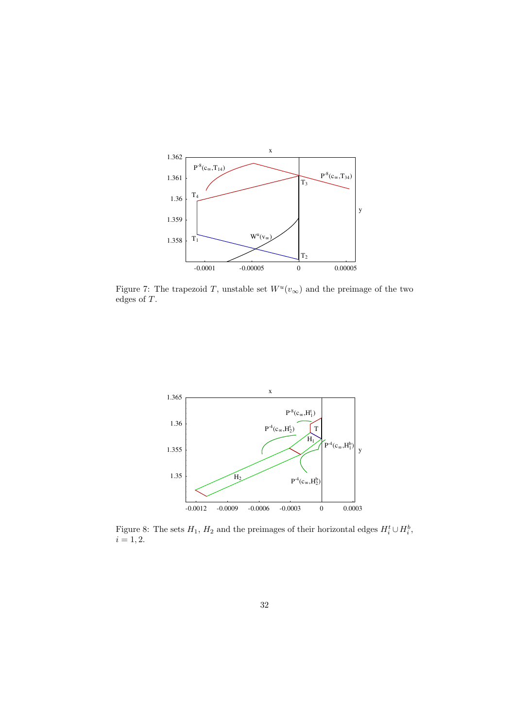Figure 7: The trapezoid $T$, unstable set $W^u(v_\infty)$ and the preimage of the two edges of $T$.

Figure 8: The sets $H_1$, $H_2$ and the preimages of their horizontal edges $H_i^t \cup H_i^b$, $i = 1, 2$.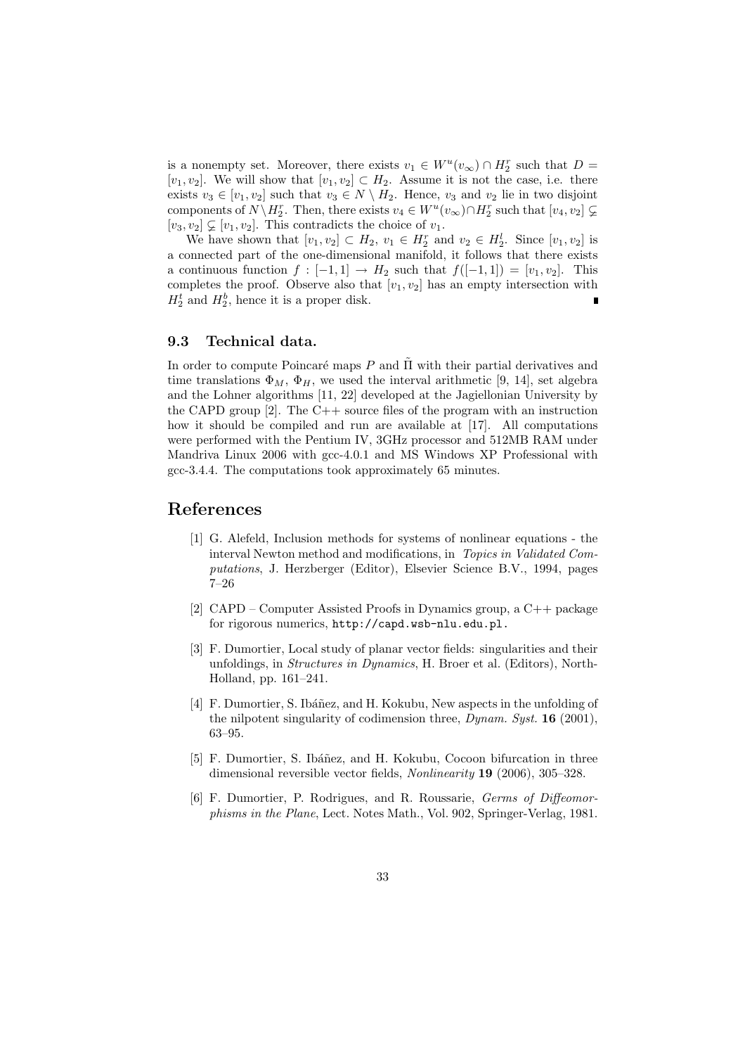is a nonempty set. Moreover, there exists $v_1 \in W^u(v_\infty) \cap H_2^r$ such that $D = [v_1, v_2]$. We will show that $[v_1, v_2] \subset H_2$. Assume it is not the case, i.e. there exists $v_3 \in [v_1, v_2]$ such that $v_3 \in N \setminus H_2$. Hence, $v_3$ and $v_2$ lie in two disjoint components of $N \setminus H_2^r$. Then, there exists $v_4 \in W^u(v_\infty) \cap H_2^r$ such that $[v_4, v_2] \subsetneq [v_3, v_2] \subsetneq [v_1, v_2]$. This contradicts the choice of $v_1$.

We have shown that $[v_1, v_2] \subset H_2$, $v_1 \in H_2^r$ and $v_2 \in H_2^l$. Since $[v_1, v_2]$ is a connected part of the one-dimensional manifold, it follows that there exists a continuous function $f : [-1, 1] \to H_2$ such that $f([-1, 1]) = [v_1, v_2]$. This completes the proof. Observe also that $[v_1, v_2]$ has an empty intersection with $H_2^t$ and $H_2^b$, hence it is a proper disk. ∎

### 9.3 Technical data.

In order to compute Poincaré maps $P$ and $\tilde{\Pi}$ with their partial derivatives and time translations $\Phi_M$, $\Phi_H$, we used the interval arithmetic [9, 14], set algebra and the Lohner algorithms [11, 22] developed at the Jagiellonian University by the CAPD group [2]. The C++ source files of the program with an instruction how it should be compiled and run are available at [17]. All computations were performed with the Pentium IV, 3GHz processor and 512MB RAM under Mandriva Linux 2006 with gcc-4.0.1 and MS Windows XP Professional with gcc-3.4.4. The computations took approximately 65 minutes.

## References

[1] G. Alefeld, Inclusion methods for systems of nonlinear equations - the interval Newton method and modifications, in *Topics in Validated Computations*, J. Herzberger (Editor), Elsevier Science B.V., 1994, pages 7–26

[2] CAPD – Computer Assisted Proofs in Dynamics group, a C++ package for rigorous numerics, `http://capd.wsb-nlu.edu.pl.`

[3] F. Dumortier, Local study of planar vector fields: singularities and their unfoldings, in *Structures in Dynamics*, H. Broer et al. (Editors), North-Holland, pp. 161–241.

[4] F. Dumortier, S. Ibáñez, and H. Kokubu, New aspects in the unfolding of the nilpotent singularity of codimension three, *Dynam. Syst.* **16** (2001), 63–95.

[5] F. Dumortier, S. Ibáñez, and H. Kokubu, Cocoon bifurcation in three dimensional reversible vector fields, *Nonlinearity* **19** (2006), 305–328.

[6] F. Dumortier, P. Rodrigues, and R. Roussarie, *Germs of Diffeomorphisms in the Plane*, Lect. Notes Math., Vol. 902, Springer-Verlag, 1981.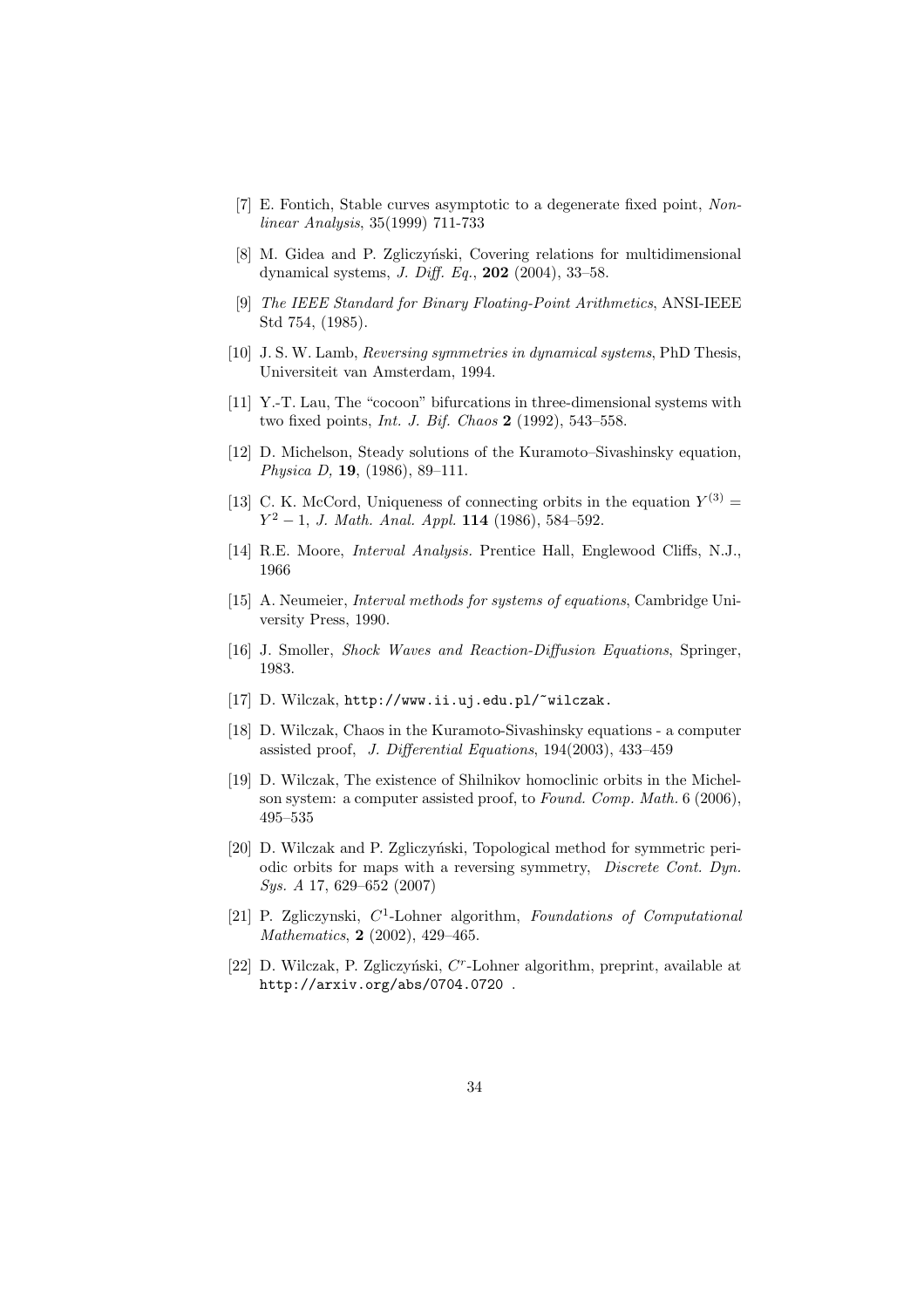[7] E. Fontich, Stable curves asymptotic to a degenerate fixed point, *Nonlinear Analysis*, 35(1999) 711-733

[8] M. Gidea and P. Zgliczyński, Covering relations for multidimensional dynamical systems, *J. Diff. Eq.*, **202** (2004), 33–58.

[9] *The IEEE Standard for Binary Floating-Point Arithmetics*, ANSI-IEEE Std 754, (1985).

[10] J. S. W. Lamb, *Reversing symmetries in dynamical systems*, PhD Thesis, Universiteit van Amsterdam, 1994.

[11] Y.-T. Lau, The "cocoon" bifurcations in three-dimensional systems with two fixed points, *Int. J. Bif. Chaos* **2** (1992), 543–558.

[12] D. Michelson, Steady solutions of the Kuramoto–Sivashinsky equation, *Physica D,* **19**, (1986), 89–111.

[13] C. K. McCord, Uniqueness of connecting orbits in the equation $Y^{(3)} = Y^2 - 1$, *J. Math. Anal. Appl.* **114** (1986), 584–592.

[14] R.E. Moore, *Interval Analysis.* Prentice Hall, Englewood Cliffs, N.J., 1966

[15] A. Neumeier, *Interval methods for systems of equations*, Cambridge University Press, 1990.

[16] J. Smoller, *Shock Waves and Reaction-Diffusion Equations*, Springer, 1983.

[17] D. Wilczak, `http://www.ii.uj.edu.pl/~wilczak.`

[18] D. Wilczak, Chaos in the Kuramoto-Sivashinsky equations - a computer assisted proof, *J. Differential Equations*, 194(2003), 433–459

[19] D. Wilczak, The existence of Shilnikov homoclinic orbits in the Michelson system: a computer assisted proof, to *Found. Comp. Math.* 6 (2006), 495–535

[20] D. Wilczak and P. Zgliczyński, Topological method for symmetric periodic orbits for maps with a reversing symmetry, *Discrete Cont. Dyn. Sys. A* 17, 629–652 (2007)

[21] P. Zgliczynski, $C^1$-Lohner algorithm, *Foundations of Computational Mathematics*, **2** (2002), 429–465.

[22] D. Wilczak, P. Zgliczyński, $C^r$-Lohner algorithm, preprint, available at `http://arxiv.org/abs/0704.0720` .